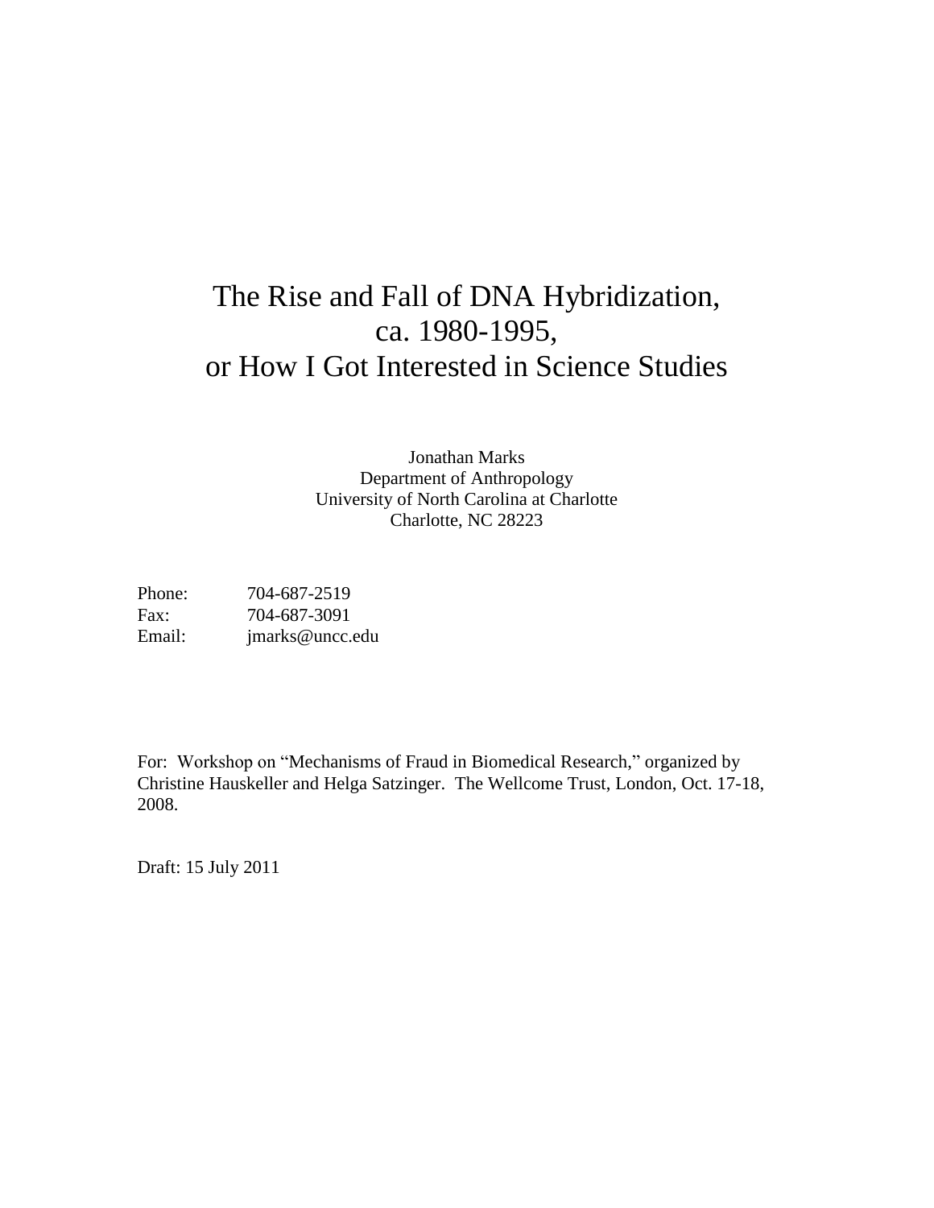# The Rise and Fall of DNA Hybridization, ca. 1980-1995, or How I Got Interested in Science Studies

Jonathan Marks
Department of Anthropology
University of North Carolina at Charlotte
Charlotte, NC 28223

Phone: 704-687-2519
Fax: 704-687-3091
Email: jmarks@uncc.edu

For: Workshop on "Mechanisms of Fraud in Biomedical Research," organized by Christine Hauskeller and Helga Satzinger. The Wellcome Trust, London, Oct. 17-18, 2008.

Draft: 15 July 2011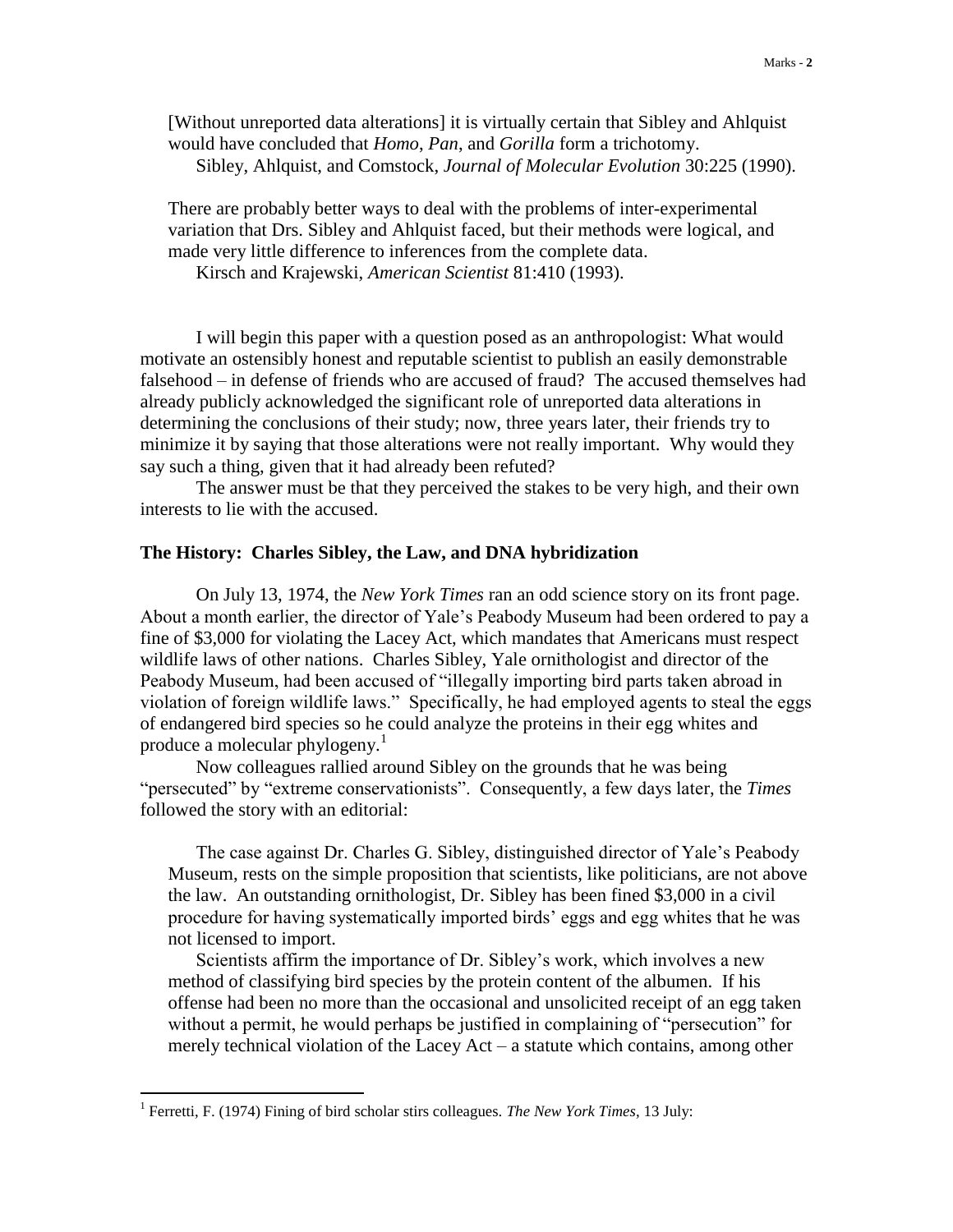> [Without unreported data alterations] it is virtually certain that Sibley and Ahlquist would have concluded that *Homo*, *Pan*, and *Gorilla* form a trichotomy.
> Sibley, Ahlquist, and Comstock, *Journal of Molecular Evolution* 30:225 (1990).

> There are probably better ways to deal with the problems of inter-experimental variation that Drs. Sibley and Ahlquist faced, but their methods were logical, and made very little difference to inferences from the complete data.
> Kirsch and Krajewski, *American Scientist* 81:410 (1993).

I will begin this paper with a question posed as an anthropologist: What would motivate an ostensibly honest and reputable scientist to publish an easily demonstrable falsehood – in defense of friends who are accused of fraud? The accused themselves had already publicly acknowledged the significant role of unreported data alterations in determining the conclusions of their study; now, three years later, their friends try to minimize it by saying that those alterations were not really important. Why would they say such a thing, given that it had already been refuted?

The answer must be that they perceived the stakes to be very high, and their own interests to lie with the accused.

## The History: Charles Sibley, the Law, and DNA hybridization

On July 13, 1974, the *New York Times* ran an odd science story on its front page. About a month earlier, the director of Yale's Peabody Museum had been ordered to pay a fine of $3,000 for violating the Lacey Act, which mandates that Americans must respect wildlife laws of other nations. Charles Sibley, Yale ornithologist and director of the Peabody Museum, had been accused of "illegally importing bird parts taken abroad in violation of foreign wildlife laws." Specifically, he had employed agents to steal the eggs of endangered bird species so he could analyze the proteins in their egg whites and produce a molecular phylogeny.[1]

Now colleagues rallied around Sibley on the grounds that he was being "persecuted" by "extreme conservationists". Consequently, a few days later, the *Times* followed the story with an editorial:

> The case against Dr. Charles G. Sibley, distinguished director of Yale's Peabody Museum, rests on the simple proposition that scientists, like politicians, are not above the law. An outstanding ornithologist, Dr. Sibley has been fined $3,000 in a civil procedure for having systematically imported birds' eggs and egg whites that he was not licensed to import.
>
> Scientists affirm the importance of Dr. Sibley's work, which involves a new method of classifying bird species by the protein content of the albumen. If his offense had been no more than the occasional and unsolicited receipt of an egg taken without a permit, he would perhaps be justified in complaining of "persecution" for merely technical violation of the Lacey Act – a statute which contains, among other

[1] Ferretti, F. (1974) Fining of bird scholar stirs colleagues. *The New York Times*, 13 July: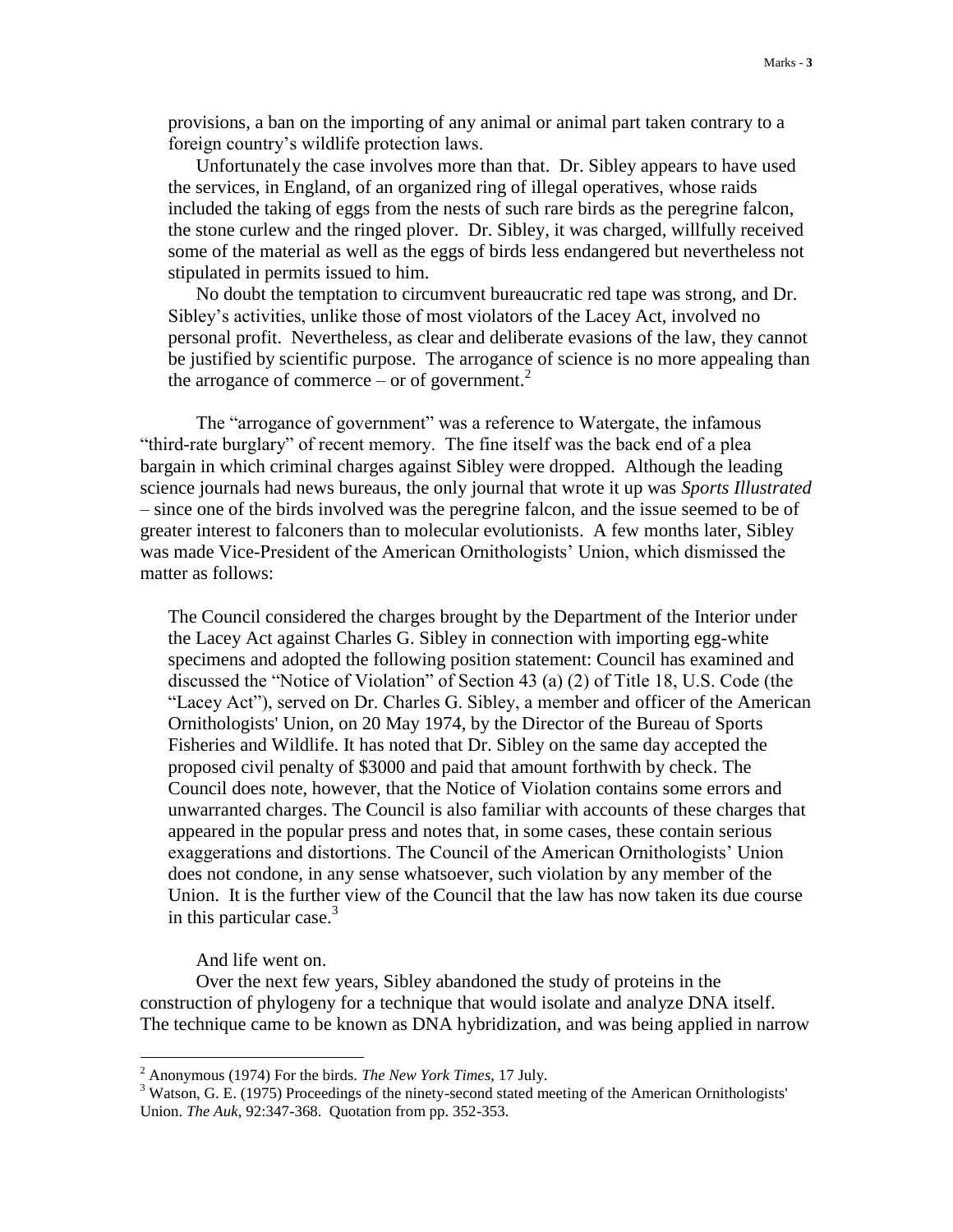provisions, a ban on the importing of any animal or animal part taken contrary to a foreign country's wildlife protection laws.

> Unfortunately the case involves more than that. Dr. Sibley appears to have used the services, in England, of an organized ring of illegal operatives, whose raids included the taking of eggs from the nests of such rare birds as the peregrine falcon, the stone curlew and the ringed plover. Dr. Sibley, it was charged, willfully received some of the material as well as the eggs of birds less endangered but nevertheless not stipulated in permits issued to him.
>
> No doubt the temptation to circumvent bureaucratic red tape was strong, and Dr. Sibley's activities, unlike those of most violators of the Lacey Act, involved no personal profit. Nevertheless, as clear and deliberate evasions of the law, they cannot be justified by scientific purpose. The arrogance of science is no more appealing than the arrogance of commerce – or of government.[2]

The "arrogance of government" was a reference to Watergate, the infamous "third-rate burglary" of recent memory. The fine itself was the back end of a plea bargain in which criminal charges against Sibley were dropped. Although the leading science journals had news bureaus, the only journal that wrote it up was *Sports Illustrated* – since one of the birds involved was the peregrine falcon, and the issue seemed to be of greater interest to falconers than to molecular evolutionists. A few months later, Sibley was made Vice-President of the American Ornithologists' Union, which dismissed the matter as follows:

> The Council considered the charges brought by the Department of the Interior under the Lacey Act against Charles G. Sibley in connection with importing egg-white specimens and adopted the following position statement: Council has examined and discussed the "Notice of Violation" of Section 43 (a) (2) of Title 18, U.S. Code (the "Lacey Act"), served on Dr. Charles G. Sibley, a member and officer of the American Ornithologists' Union, on 20 May 1974, by the Director of the Bureau of Sports Fisheries and Wildlife. It has noted that Dr. Sibley on the same day accepted the proposed civil penalty of $3000 and paid that amount forthwith by check. The Council does note, however, that the Notice of Violation contains some errors and unwarranted charges. The Council is also familiar with accounts of these charges that appeared in the popular press and notes that, in some cases, these contain serious exaggerations and distortions. The Council of the American Ornithologists' Union does not condone, in any sense whatsoever, such violation by any member of the Union. It is the further view of the Council that the law has now taken its due course in this particular case.[3]

And life went on.

Over the next few years, Sibley abandoned the study of proteins in the construction of phylogeny for a technique that would isolate and analyze DNA itself. The technique came to be known as DNA hybridization, and was being applied in narrow

---

[2] Anonymous (1974) For the birds. *The New York Times*, 17 July.

[3] Watson, G. E. (1975) Proceedings of the ninety-second stated meeting of the American Ornithologists' Union. *The Auk*, 92:347-368. Quotation from pp. 352-353.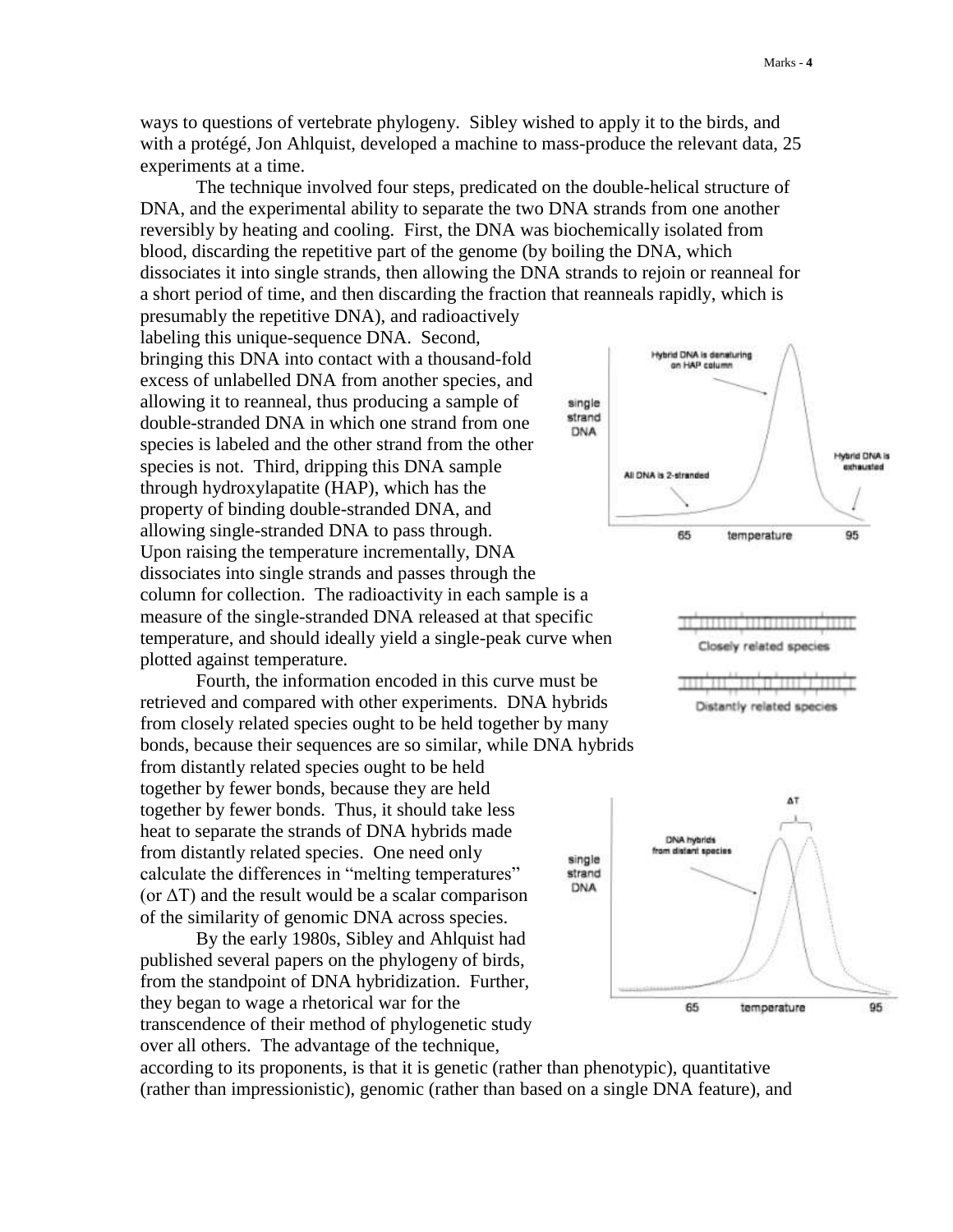ways to questions of vertebrate phylogeny. Sibley wished to apply it to the birds, and with a protégé, Jon Ahlquist, developed a machine to mass-produce the relevant data, 25 experiments at a time.

The technique involved four steps, predicated on the double-helical structure of DNA, and the experimental ability to separate the two DNA strands from one another reversibly by heating and cooling. First, the DNA was biochemically isolated from blood, discarding the repetitive part of the genome (by boiling the DNA, which dissociates it into single strands, then allowing the DNA strands to rejoin or reanneal for a short period of time, and then discarding the fraction that reanneals rapidly, which is presumably the repetitive DNA), and radioactively labeling this unique-sequence DNA. Second, bringing this DNA into contact with a thousand-fold excess of unlabelled DNA from another species, and allowing it to reanneal, thus producing a sample of double-stranded DNA in which one strand from one species is labeled and the other strand from the other species is not. Third, dripping this DNA sample through hydroxylapatite (HAP), which has the property of binding double-stranded DNA, and allowing single-stranded DNA to pass through. Upon raising the temperature incrementally, DNA dissociates into single strands and passes through the column for collection. The radioactivity in each sample is a measure of the single-stranded DNA released at that specific temperature, and should ideally yield a single-peak curve when plotted against temperature.

Fourth, the information encoded in this curve must be retrieved and compared with other experiments. DNA hybrids from closely related species ought to be held together by many bonds, because their sequences are so similar, while DNA hybrids from distantly related species ought to be held together by fewer bonds, because they are held together by fewer bonds. Thus, it should take less heat to separate the strands of DNA hybrids made from distantly related species. One need only calculate the differences in "melting temperatures" (or $\Delta T$) and the result would be a scalar comparison of the similarity of genomic DNA across species.

By the early 1980s, Sibley and Ahlquist had published several papers on the phylogeny of birds, from the standpoint of DNA hybridization. Further, they began to wage a rhetorical war for the transcendence of their method of phylogenetic study over all others. The advantage of the technique, according to its proponents, is that it is genetic (rather than phenotypic), quantitative (rather than impressionistic), genomic (rather than based on a single DNA feature), and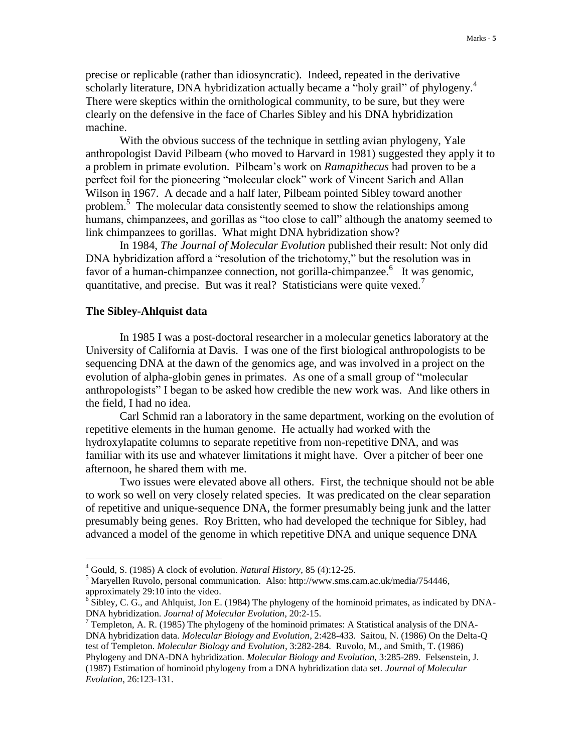precise or replicable (rather than idiosyncratic). Indeed, repeated in the derivative scholarly literature, DNA hybridization actually became a "holy grail" of phylogeny.[4] There were skeptics within the ornithological community, to be sure, but they were clearly on the defensive in the face of Charles Sibley and his DNA hybridization machine.

With the obvious success of the technique in settling avian phylogeny, Yale anthropologist David Pilbeam (who moved to Harvard in 1981) suggested they apply it to a problem in primate evolution. Pilbeam's work on *Ramapithecus* had proven to be a perfect foil for the pioneering "molecular clock" work of Vincent Sarich and Allan Wilson in 1967. A decade and a half later, Pilbeam pointed Sibley toward another problem.[5] The molecular data consistently seemed to show the relationships among humans, chimpanzees, and gorillas as "too close to call" although the anatomy seemed to link chimpanzees to gorillas. What might DNA hybridization show?

In 1984, *The Journal of Molecular Evolution* published their result: Not only did DNA hybridization afford a "resolution of the trichotomy," but the resolution was in favor of a human-chimpanzee connection, not gorilla-chimpanzee.[6] It was genomic, quantitative, and precise. But was it real? Statisticians were quite vexed.[7]

## The Sibley-Ahlquist data

In 1985 I was a post-doctoral researcher in a molecular genetics laboratory at the University of California at Davis. I was one of the first biological anthropologists to be sequencing DNA at the dawn of the genomics age, and was involved in a project on the evolution of alpha-globin genes in primates. As one of a small group of "molecular anthropologists" I began to be asked how credible the new work was. And like others in the field, I had no idea.

Carl Schmid ran a laboratory in the same department, working on the evolution of repetitive elements in the human genome. He actually had worked with the hydroxylapatite columns to separate repetitive from non-repetitive DNA, and was familiar with its use and whatever limitations it might have. Over a pitcher of beer one afternoon, he shared them with me.

Two issues were elevated above all others. First, the technique should not be able to work so well on very closely related species. It was predicated on the clear separation of repetitive and unique-sequence DNA, the former presumably being junk and the latter presumably being genes. Roy Britten, who had developed the technique for Sibley, had advanced a model of the genome in which repetitive DNA and unique sequence DNA

---

[4] Gould, S. (1985) A clock of evolution. *Natural History*, 85 (4):12-25.

[5] Maryellen Ruvolo, personal communication. Also: http://www.sms.cam.ac.uk/media/754446, approximately 29:10 into the video.

[6] Sibley, C. G., and Ahlquist, Jon E. (1984) The phylogeny of the hominoid primates, as indicated by DNA-DNA hybridization. *Journal of Molecular Evolution*, 20:2-15.

[7] Templeton, A. R. (1985) The phylogeny of the hominoid primates: A Statistical analysis of the DNA-DNA hybridization data. *Molecular Biology and Evolution*, 2:428-433. Saitou, N. (1986) On the Delta-Q test of Templeton. *Molecular Biology and Evolution*, 3:282-284. Ruvolo, M., and Smith, T. (1986) Phylogeny and DNA-DNA hybridization. *Molecular Biology and Evolution*, 3:285-289. Felsenstein, J. (1987) Estimation of hominoid phylogeny from a DNA hybridization data set. *Journal of Molecular Evolution*, 26:123-131.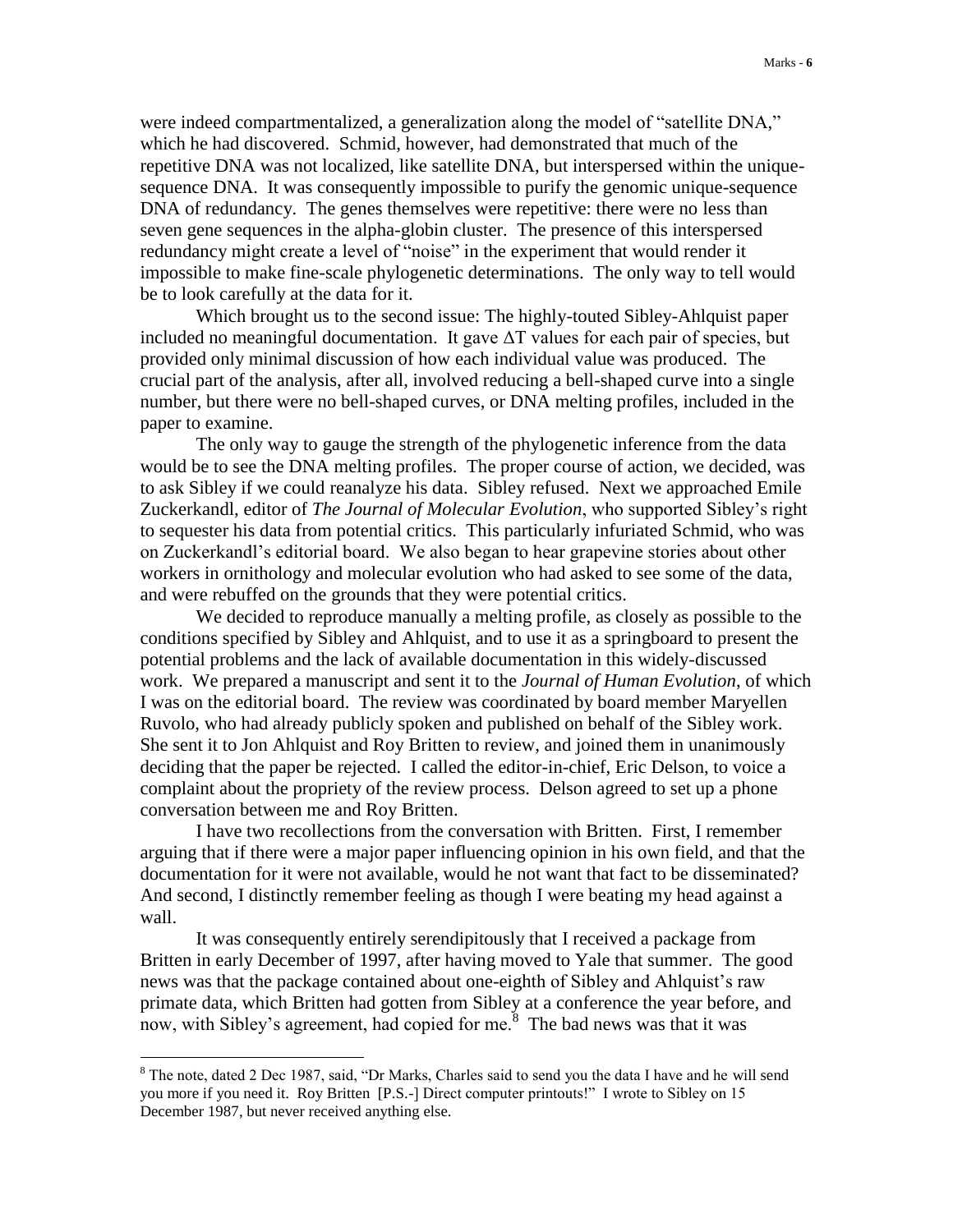were indeed compartmentalized, a generalization along the model of "satellite DNA," which he had discovered. Schmid, however, had demonstrated that much of the repetitive DNA was not localized, like satellite DNA, but interspersed within the unique-sequence DNA. It was consequently impossible to purify the genomic unique-sequence DNA of redundancy. The genes themselves were repetitive: there were no less than seven gene sequences in the alpha-globin cluster. The presence of this interspersed redundancy might create a level of "noise" in the experiment that would render it impossible to make fine-scale phylogenetic determinations. The only way to tell would be to look carefully at the data for it.

Which brought us to the second issue: The highly-touted Sibley-Ahlquist paper included no meaningful documentation. It gave $\Delta T$ values for each pair of species, but provided only minimal discussion of how each individual value was produced. The crucial part of the analysis, after all, involved reducing a bell-shaped curve into a single number, but there were no bell-shaped curves, or DNA melting profiles, included in the paper to examine.

The only way to gauge the strength of the phylogenetic inference from the data would be to see the DNA melting profiles. The proper course of action, we decided, was to ask Sibley if we could reanalyze his data. Sibley refused. Next we approached Emile Zuckerkandl, editor of *The Journal of Molecular Evolution*, who supported Sibley's right to sequester his data from potential critics. This particularly infuriated Schmid, who was on Zuckerkandl's editorial board. We also began to hear grapevine stories about other workers in ornithology and molecular evolution who had asked to see some of the data, and were rebuffed on the grounds that they were potential critics.

We decided to reproduce manually a melting profile, as closely as possible to the conditions specified by Sibley and Ahlquist, and to use it as a springboard to present the potential problems and the lack of available documentation in this widely-discussed work. We prepared a manuscript and sent it to the *Journal of Human Evolution*, of which I was on the editorial board. The review was coordinated by board member Maryellen Ruvolo, who had already publicly spoken and published on behalf of the Sibley work. She sent it to Jon Ahlquist and Roy Britten to review, and joined them in unanimously deciding that the paper be rejected. I called the editor-in-chief, Eric Delson, to voice a complaint about the propriety of the review process. Delson agreed to set up a phone conversation between me and Roy Britten.

I have two recollections from the conversation with Britten. First, I remember arguing that if there were a major paper influencing opinion in his own field, and that the documentation for it were not available, would he not want that fact to be disseminated? And second, I distinctly remember feeling as though I were beating my head against a wall.

It was consequently entirely serendipitously that I received a package from Britten in early December of 1997, after having moved to Yale that summer. The good news was that the package contained about one-eighth of Sibley and Ahlquist's raw primate data, which Britten had gotten from Sibley at a conference the year before, and now, with Sibley's agreement, had copied for me.[8] The bad news was that it was

---

[8] The note, dated 2 Dec 1987, said, "Dr Marks, Charles said to send you the data I have and he will send you more if you need it. Roy Britten [P.S.-] Direct computer printouts!" I wrote to Sibley on 15 December 1987, but never received anything else.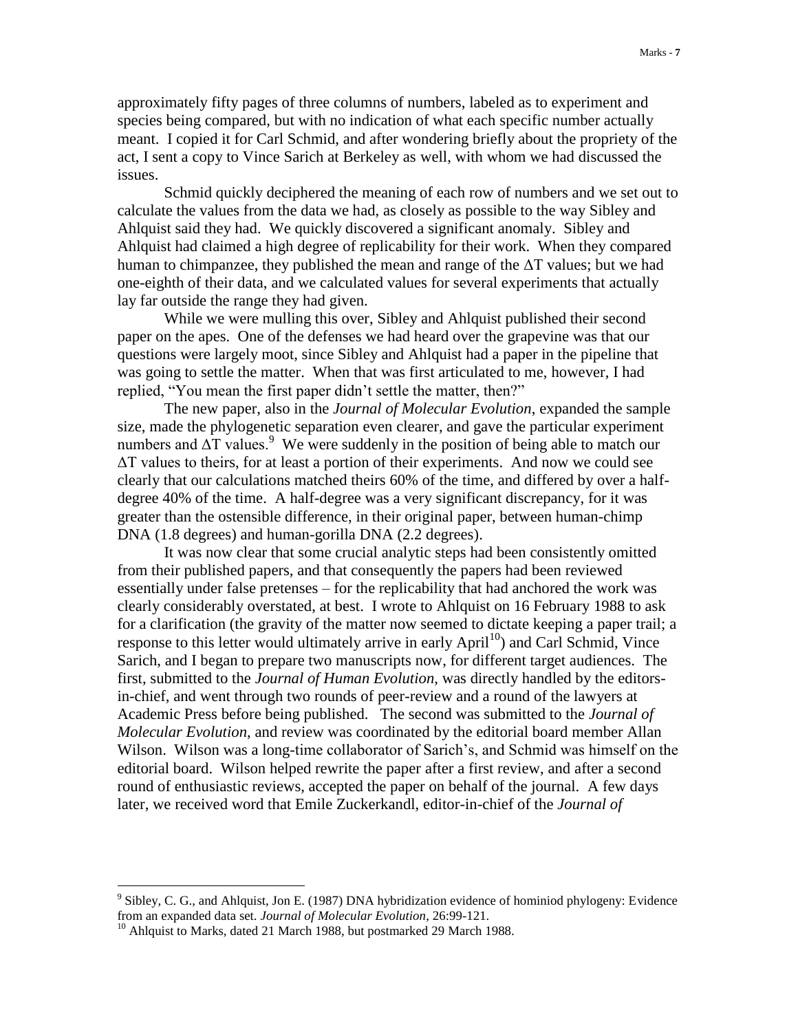approximately fifty pages of three columns of numbers, labeled as to experiment and species being compared, but with no indication of what each specific number actually meant. I copied it for Carl Schmid, and after wondering briefly about the propriety of the act, I sent a copy to Vince Sarich at Berkeley as well, with whom we had discussed the issues.

Schmid quickly deciphered the meaning of each row of numbers and we set out to calculate the values from the data we had, as closely as possible to the way Sibley and Ahlquist said they had. We quickly discovered a significant anomaly. Sibley and Ahlquist had claimed a high degree of replicability for their work. When they compared human to chimpanzee, they published the mean and range of the $\Delta T$ values; but we had one-eighth of their data, and we calculated values for several experiments that actually lay far outside the range they had given.

While we were mulling this over, Sibley and Ahlquist published their second paper on the apes. One of the defenses we had heard over the grapevine was that our questions were largely moot, since Sibley and Ahlquist had a paper in the pipeline that was going to settle the matter. When that was first articulated to me, however, I had replied, "You mean the first paper didn't settle the matter, then?"

The new paper, also in the *Journal of Molecular Evolution*, expanded the sample size, made the phylogenetic separation even clearer, and gave the particular experiment numbers and $\Delta T$ values.[9] We were suddenly in the position of being able to match our $\Delta T$ values to theirs, for at least a portion of their experiments. And now we could see clearly that our calculations matched theirs 60% of the time, and differed by over a half-degree 40% of the time. A half-degree was a very significant discrepancy, for it was greater than the ostensible difference, in their original paper, between human-chimp DNA (1.8 degrees) and human-gorilla DNA (2.2 degrees).

It was now clear that some crucial analytic steps had been consistently omitted from their published papers, and that consequently the papers had been reviewed essentially under false pretenses – for the replicability that had anchored the work was clearly considerably overstated, at best. I wrote to Ahlquist on 16 February 1988 to ask for a clarification (the gravity of the matter now seemed to dictate keeping a paper trail; a response to this letter would ultimately arrive in early April[10]) and Carl Schmid, Vince Sarich, and I began to prepare two manuscripts now, for different target audiences. The first, submitted to the *Journal of Human Evolution*, was directly handled by the editors-in-chief, and went through two rounds of peer-review and a round of the lawyers at Academic Press before being published. The second was submitted to the *Journal of Molecular Evolution*, and review was coordinated by the editorial board member Allan Wilson. Wilson was a long-time collaborator of Sarich's, and Schmid was himself on the editorial board. Wilson helped rewrite the paper after a first review, and after a second round of enthusiastic reviews, accepted the paper on behalf of the journal. A few days later, we received word that Emile Zuckerkandl, editor-in-chief of the *Journal of*

---

[9] Sibley, C. G., and Ahlquist, Jon E. (1987) DNA hybridization evidence of hominiod phylogeny: Evidence from an expanded data set. *Journal of Molecular Evolution*, 26:99-121.

[10] Ahlquist to Marks, dated 21 March 1988, but postmarked 29 March 1988.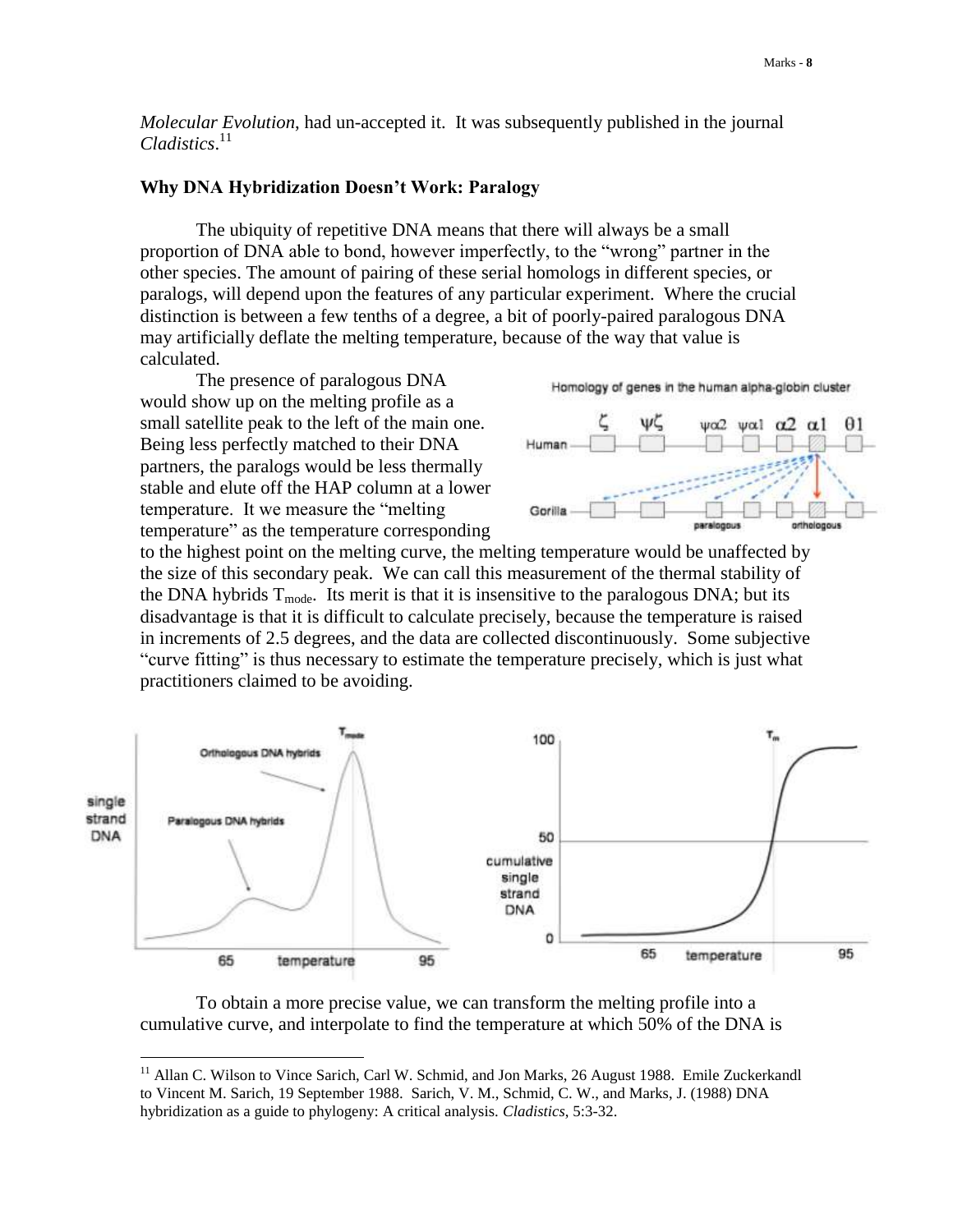*Molecular Evolution*, had un-accepted it. It was subsequently published in the journal *Cladistics*.[11]

**Why DNA Hybridization Doesn't Work: Paralogy**

The ubiquity of repetitive DNA means that there will always be a small proportion of DNA able to bond, however imperfectly, to the "wrong" partner in the other species. The amount of pairing of these serial homologs in different species, or paralogs, will depend upon the features of any particular experiment. Where the crucial distinction is between a few tenths of a degree, a bit of poorly-paired paralogous DNA may artificially deflate the melting temperature, because of the way that value is calculated.

The presence of paralogous DNA would show up on the melting profile as a small satellite peak to the left of the main one. Being less perfectly matched to their DNA partners, the paralogs would be less thermally stable and elute off the HAP column at a lower temperature. It we measure the "melting temperature" as the temperature corresponding to the highest point on the melting curve, the melting temperature would be unaffected by the size of this secondary peak. We can call this measurement of the thermal stability of the DNA hybrids $T_{mode}$. Its merit is that it is insensitive to the paralogous DNA; but its disadvantage is that it is difficult to calculate precisely, because the temperature is raised in increments of 2.5 degrees, and the data are collected discontinuously. Some subjective "curve fitting" is thus necessary to estimate the temperature precisely, which is just what practitioners claimed to be avoiding.

To obtain a more precise value, we can transform the melting profile into a cumulative curve, and interpolate to find the temperature at which 50% of the DNA is

[11] Allan C. Wilson to Vince Sarich, Carl W. Schmid, and Jon Marks, 26 August 1988. Emile Zuckerkandl to Vincent M. Sarich, 19 September 1988. Sarich, V. M., Schmid, C. W., and Marks, J. (1988) DNA hybridization as a guide to phylogeny: A critical analysis. *Cladistics*, 5:3-32.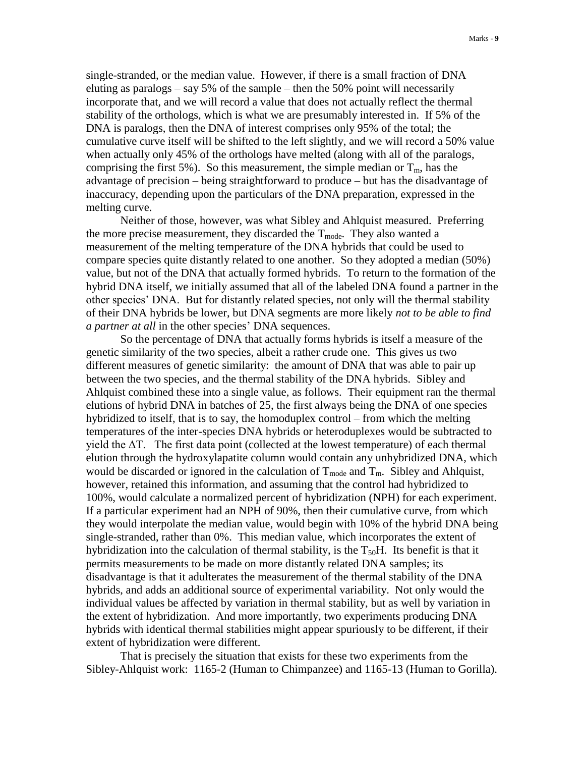single-stranded, or the median value. However, if there is a small fraction of DNA eluting as paralogs – say 5% of the sample – then the 50% point will necessarily incorporate that, and we will record a value that does not actually reflect the thermal stability of the orthologs, which is what we are presumably interested in. If 5% of the DNA is paralogs, then the DNA of interest comprises only 95% of the total; the cumulative curve itself will be shifted to the left slightly, and we will record a 50% value when actually only 45% of the orthologs have melted (along with all of the paralogs, comprising the first 5%). So this measurement, the simple median or $T_m$, has the advantage of precision – being straightforward to produce – but has the disadvantage of inaccuracy, depending upon the particulars of the DNA preparation, expressed in the melting curve.

Neither of those, however, was what Sibley and Ahlquist measured. Preferring the more precise measurement, they discarded the $T_{mode}$. They also wanted a measurement of the melting temperature of the DNA hybrids that could be used to compare species quite distantly related to one another. So they adopted a median (50%) value, but not of the DNA that actually formed hybrids. To return to the formation of the hybrid DNA itself, we initially assumed that all of the labeled DNA found a partner in the other species' DNA. But for distantly related species, not only will the thermal stability of their DNA hybrids be lower, but DNA segments are more likely *not to be able to find a partner at all* in the other species' DNA sequences.

So the percentage of DNA that actually forms hybrids is itself a measure of the genetic similarity of the two species, albeit a rather crude one. This gives us two different measures of genetic similarity: the amount of DNA that was able to pair up between the two species, and the thermal stability of the DNA hybrids. Sibley and Ahlquist combined these into a single value, as follows. Their equipment ran the thermal elutions of hybrid DNA in batches of 25, the first always being the DNA of one species hybridized to itself, that is to say, the homoduplex control – from which the melting temperatures of the inter-species DNA hybrids or heteroduplexes would be subtracted to yield the $\Delta T$. The first data point (collected at the lowest temperature) of each thermal elution through the hydroxylapatite column would contain any unhybridized DNA, which would be discarded or ignored in the calculation of $T_{mode}$ and $T_m$. Sibley and Ahlquist, however, retained this information, and assuming that the control had hybridized to 100%, would calculate a normalized percent of hybridization (NPH) for each experiment. If a particular experiment had an NPH of 90%, then their cumulative curve, from which they would interpolate the median value, would begin with 10% of the hybrid DNA being single-stranded, rather than 0%. This median value, which incorporates the extent of hybridization into the calculation of thermal stability, is the $T_{50}H$. Its benefit is that it permits measurements to be made on more distantly related DNA samples; its disadvantage is that it adulterates the measurement of the thermal stability of the DNA hybrids, and adds an additional source of experimental variability. Not only would the individual values be affected by variation in thermal stability, but as well by variation in the extent of hybridization. And more importantly, two experiments producing DNA hybrids with identical thermal stabilities might appear spuriously to be different, if their extent of hybridization were different.

That is precisely the situation that exists for these two experiments from the Sibley-Ahlquist work: 1165-2 (Human to Chimpanzee) and 1165-13 (Human to Gorilla).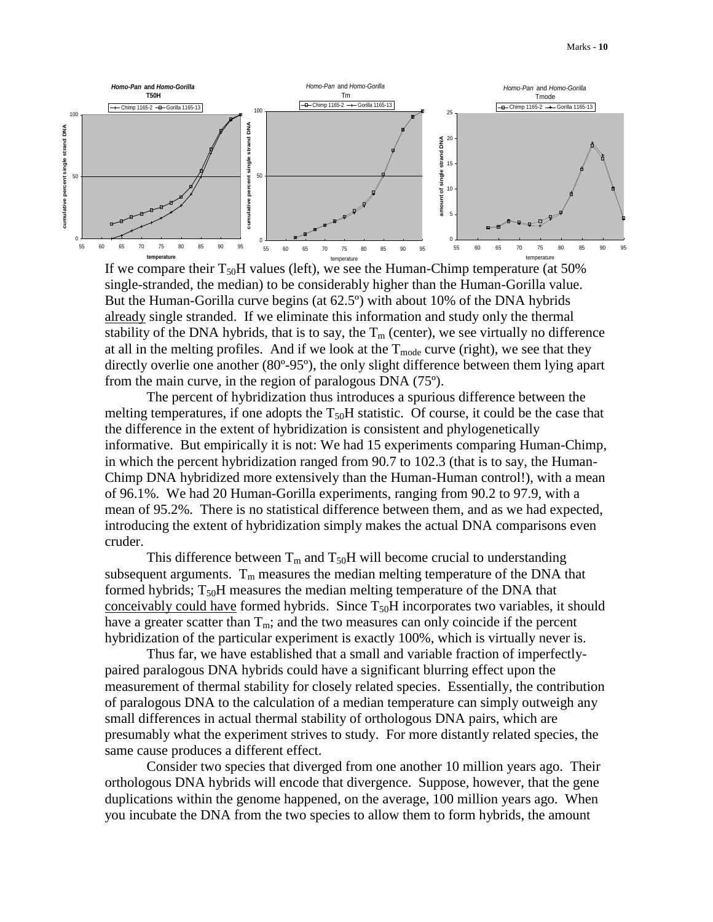If we compare their $T_{50}H$ values (left), we see the Human-Chimp temperature (at 50% single-stranded, the median) to be considerably higher than the Human-Gorilla value. But the Human-Gorilla curve begins (at 62.5º) with about 10% of the DNA hybrids already single stranded. If we eliminate this information and study only the thermal stability of the DNA hybrids, that is to say, the $T_m$ (center), we see virtually no difference at all in the melting profiles. And if we look at the $T_{mode}$ curve (right), we see that they directly overlie one another (80º-95º), the only slight difference between them lying apart from the main curve, in the region of paralogous DNA (75º).

The percent of hybridization thus introduces a spurious difference between the melting temperatures, if one adopts the $T_{50}H$ statistic. Of course, it could be the case that the difference in the extent of hybridization is consistent and phylogenetically informative. But empirically it is not: We had 15 experiments comparing Human-Chimp, in which the percent hybridization ranged from 90.7 to 102.3 (that is to say, the Human-Chimp DNA hybridized more extensively than the Human-Human control!), with a mean of 96.1%. We had 20 Human-Gorilla experiments, ranging from 90.2 to 97.9, with a mean of 95.2%. There is no statistical difference between them, and as we had expected, introducing the extent of hybridization simply makes the actual DNA comparisons even cruder.

This difference between $T_m$ and $T_{50}H$ will become crucial to understanding subsequent arguments. $T_m$ measures the median melting temperature of the DNA that formed hybrids; $T_{50}H$ measures the median melting temperature of the DNA that conceivably could have formed hybrids. Since $T_{50}H$ incorporates two variables, it should have a greater scatter than $T_m$; and the two measures can only coincide if the percent hybridization of the particular experiment is exactly 100%, which is virtually never is.

Thus far, we have established that a small and variable fraction of imperfectly-paired paralogous DNA hybrids could have a significant blurring effect upon the measurement of thermal stability for closely related species. Essentially, the contribution of paralogous DNA to the calculation of a median temperature can simply outweigh any small differences in actual thermal stability of orthologous DNA pairs, which are presumably what the experiment strives to study. For more distantly related species, the same cause produces a different effect.

Consider two species that diverged from one another 10 million years ago. Their orthologous DNA hybrids will encode that divergence. Suppose, however, that the gene duplications within the genome happened, on the average, 100 million years ago. When you incubate the DNA from the two species to allow them to form hybrids, the amount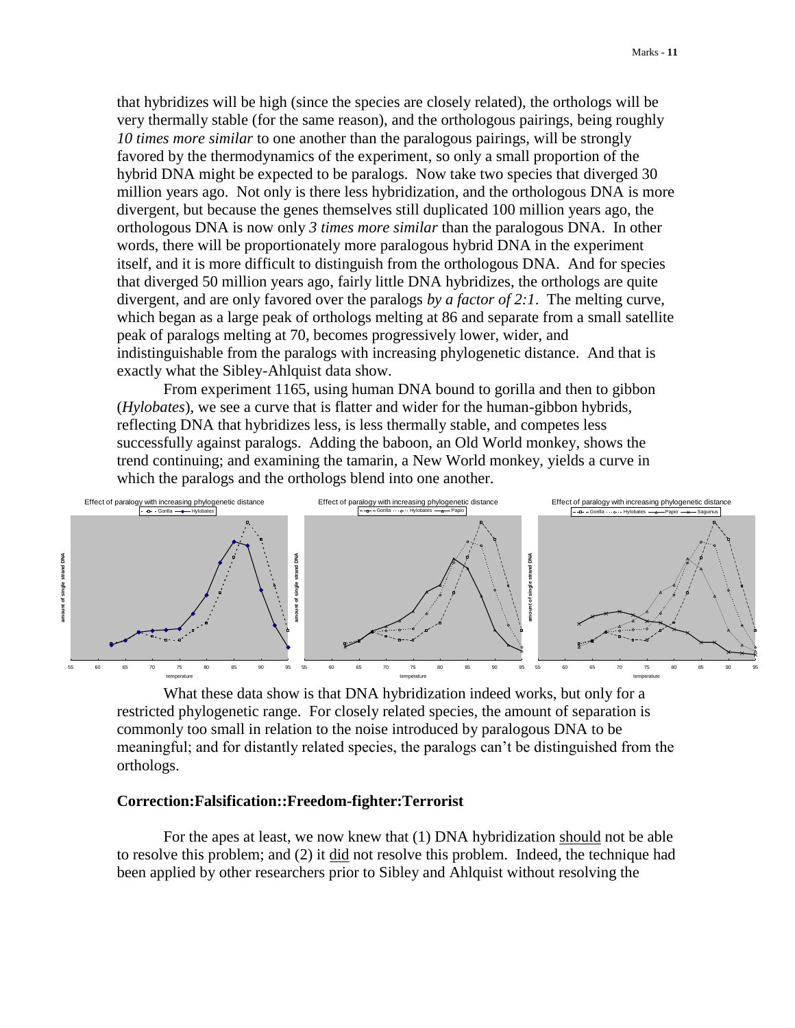that hybridizes will be high (since the species are closely related), the orthologs will be very thermally stable (for the same reason), and the orthologous pairings, being roughly *10 times more similar* to one another than the paralogous pairings, will be strongly favored by the thermodynamics of the experiment, so only a small proportion of the hybrid DNA might be expected to be paralogs. Now take two species that diverged 30 million years ago. Not only is there less hybridization, and the orthologous DNA is more divergent, but because the genes themselves still duplicated 100 million years ago, the orthologous DNA is now only *3 times more similar* than the paralogous DNA. In other words, there will be proportionately more paralogous hybrid DNA in the experiment itself, and it is more difficult to distinguish from the orthologous DNA. And for species that diverged 50 million years ago, fairly little DNA hybridizes, the orthologs are quite divergent, and are only favored over the paralogs *by a factor of 2:1*. The melting curve, which began as a large peak of orthologs melting at 86 and separate from a small satellite peak of paralogs melting at 70, becomes progressively lower, wider, and indistinguishable from the paralogs with increasing phylogenetic distance. And that is exactly what the Sibley-Ahlquist data show.

From experiment 1165, using human DNA bound to gorilla and then to gibbon (*Hylobates*), we see a curve that is flatter and wider for the human-gibbon hybrids, reflecting DNA that hybridizes less, is less thermally stable, and competes less successfully against paralogs. Adding the baboon, an Old World monkey, shows the trend continuing; and examining the tamarin, a New World monkey, yields a curve in which the paralogs and the orthologs blend into one another.

What these data show is that DNA hybridization indeed works, but only for a restricted phylogenetic range. For closely related species, the amount of separation is commonly too small in relation to the noise introduced by paralogous DNA to be meaningful; and for distantly related species, the paralogs can't be distinguished from the orthologs.

### Correction:Falsification::Freedom-fighter:Terrorist

For the apes at least, we now knew that (1) DNA hybridization should not be able to resolve this problem; and (2) it did not resolve this problem. Indeed, the technique had been applied by other researchers prior to Sibley and Ahlquist without resolving the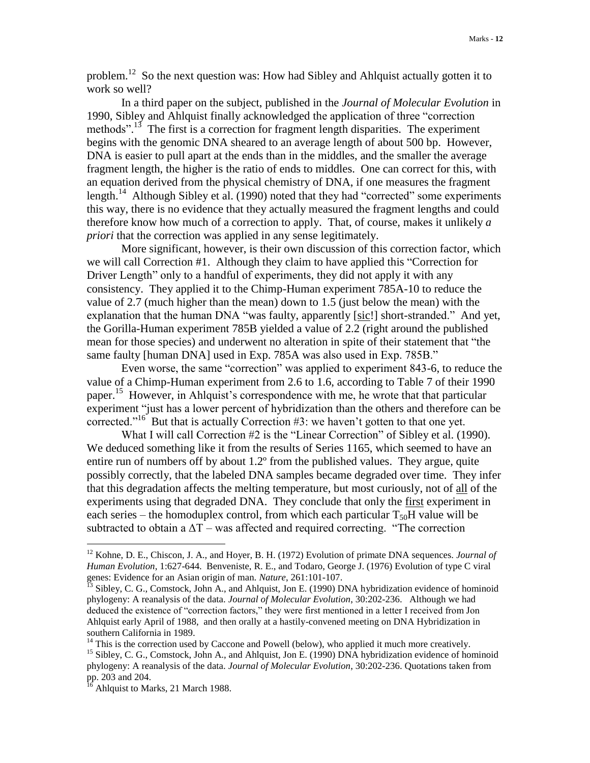problem.[12] So the next question was: How had Sibley and Ahlquist actually gotten it to work so well?

In a third paper on the subject, published in the *Journal of Molecular Evolution* in 1990, Sibley and Ahlquist finally acknowledged the application of three "correction methods".[13] The first is a correction for fragment length disparities. The experiment begins with the genomic DNA sheared to an average length of about 500 bp. However, DNA is easier to pull apart at the ends than in the middles, and the smaller the average fragment length, the higher is the ratio of ends to middles. One can correct for this, with an equation derived from the physical chemistry of DNA, if one measures the fragment length.[14] Although Sibley et al. (1990) noted that they had "corrected" some experiments this way, there is no evidence that they actually measured the fragment lengths and could therefore know how much of a correction to apply. That, of course, makes it unlikely *a priori* that the correction was applied in any sense legitimately.

More significant, however, is their own discussion of this correction factor, which we will call Correction #1. Although they claim to have applied this "Correction for Driver Length" only to a handful of experiments, they did not apply it with any consistency. They applied it to the Chimp-Human experiment 785A-10 to reduce the value of 2.7 (much higher than the mean) down to 1.5 (just below the mean) with the explanation that the human DNA "was faulty, apparently [sic!] short-stranded." And yet, the Gorilla-Human experiment 785B yielded a value of 2.2 (right around the published mean for those species) and underwent no alteration in spite of their statement that "the same faulty [human DNA] used in Exp. 785A was also used in Exp. 785B."

Even worse, the same "correction" was applied to experiment 843-6, to reduce the value of a Chimp-Human experiment from 2.6 to 1.6, according to Table 7 of their 1990 paper.[15] However, in Ahlquist's correspondence with me, he wrote that that particular experiment "just has a lower percent of hybridization than the others and therefore can be corrected."[16] But that is actually Correction #3: we haven't gotten to that one yet.

What I will call Correction #2 is the "Linear Correction" of Sibley et al. (1990). We deduced something like it from the results of Series 1165, which seemed to have an entire run of numbers off by about 1.2º from the published values. They argue, quite possibly correctly, that the labeled DNA samples became degraded over time. They infer that this degradation affects the melting temperature, but most curiously, not of all of the experiments using that degraded DNA. They conclude that only the first experiment in each series – the homoduplex control, from which each particular $T_{50}H$ value will be subtracted to obtain a $\Delta T$ – was affected and required correcting. "The correction

---

[12] Kohne, D. E., Chiscon, J. A., and Hoyer, B. H. (1972) Evolution of primate DNA sequences. *Journal of Human Evolution*, 1:627-644. Benveniste, R. E., and Todaro, George J. (1976) Evolution of type C viral genes: Evidence for an Asian origin of man. *Nature*, 261:101-107.

[13] Sibley, C. G., Comstock, John A., and Ahlquist, Jon E. (1990) DNA hybridization evidence of hominoid phylogeny: A reanalysis of the data. *Journal of Molecular Evolution*, 30:202-236. Although we had deduced the existence of "correction factors," they were first mentioned in a letter I received from Jon Ahlquist early April of 1988, and then orally at a hastily-convened meeting on DNA Hybridization in southern California in 1989.

[14] This is the correction used by Caccone and Powell (below), who applied it much more creatively.

[15] Sibley, C. G., Comstock, John A., and Ahlquist, Jon E. (1990) DNA hybridization evidence of hominoid phylogeny: A reanalysis of the data. *Journal of Molecular Evolution*, 30:202-236. Quotations taken from pp. 203 and 204.

[16] Ahlquist to Marks, 21 March 1988.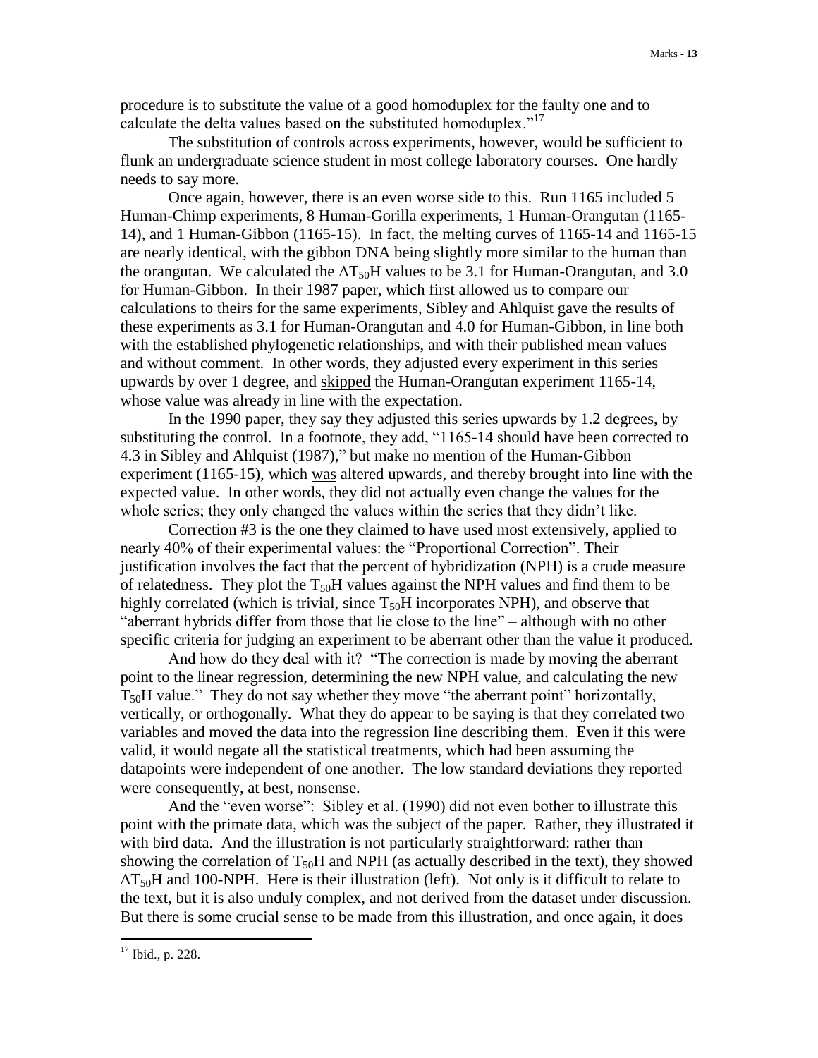procedure is to substitute the value of a good homoduplex for the faulty one and to calculate the delta values based on the substituted homoduplex."[17]

The substitution of controls across experiments, however, would be sufficient to flunk an undergraduate science student in most college laboratory courses. One hardly needs to say more.

Once again, however, there is an even worse side to this. Run 1165 included 5 Human-Chimp experiments, 8 Human-Gorilla experiments, 1 Human-Orangutan (1165-14), and 1 Human-Gibbon (1165-15). In fact, the melting curves of 1165-14 and 1165-15 are nearly identical, with the gibbon DNA being slightly more similar to the human than the orangutan. We calculated the $\Delta T_{50}H$ values to be 3.1 for Human-Orangutan, and 3.0 for Human-Gibbon. In their 1987 paper, which first allowed us to compare our calculations to theirs for the same experiments, Sibley and Ahlquist gave the results of these experiments as 3.1 for Human-Orangutan and 4.0 for Human-Gibbon, in line both with the established phylogenetic relationships, and with their published mean values – and without comment. In other words, they adjusted every experiment in this series upwards by over 1 degree, and <u>skipped</u> the Human-Orangutan experiment 1165-14, whose value was already in line with the expectation.

In the 1990 paper, they say they adjusted this series upwards by 1.2 degrees, by substituting the control. In a footnote, they add, "1165-14 should have been corrected to 4.3 in Sibley and Ahlquist (1987)," but make no mention of the Human-Gibbon experiment (1165-15), which <u>was</u> altered upwards, and thereby brought into line with the expected value. In other words, they did not actually even change the values for the whole series; they only changed the values within the series that they didn't like.

Correction #3 is the one they claimed to have used most extensively, applied to nearly 40% of their experimental values: the "Proportional Correction". Their justification involves the fact that the percent of hybridization (NPH) is a crude measure of relatedness. They plot the $T_{50}H$ values against the NPH values and find them to be highly correlated (which is trivial, since $T_{50}H$ incorporates NPH), and observe that "aberrant hybrids differ from those that lie close to the line" – although with no other specific criteria for judging an experiment to be aberrant other than the value it produced.

And how do they deal with it? "The correction is made by moving the aberrant point to the linear regression, determining the new NPH value, and calculating the new $T_{50}H$ value." They do not say whether they move "the aberrant point" horizontally, vertically, or orthogonally. What they do appear to be saying is that they correlated two variables and moved the data into the regression line describing them. Even if this were valid, it would negate all the statistical treatments, which had been assuming the datapoints were independent of one another. The low standard deviations they reported were consequently, at best, nonsense.

And the "even worse": Sibley et al. (1990) did not even bother to illustrate this point with the primate data, which was the subject of the paper. Rather, they illustrated it with bird data. And the illustration is not particularly straightforward: rather than showing the correlation of $T_{50}H$ and NPH (as actually described in the text), they showed $\Delta T_{50}H$ and 100-NPH. Here is their illustration (left). Not only is it difficult to relate to the text, but it is also unduly complex, and not derived from the dataset under discussion. But there is some crucial sense to be made from this illustration, and once again, it does

---

[17] Ibid., p. 228.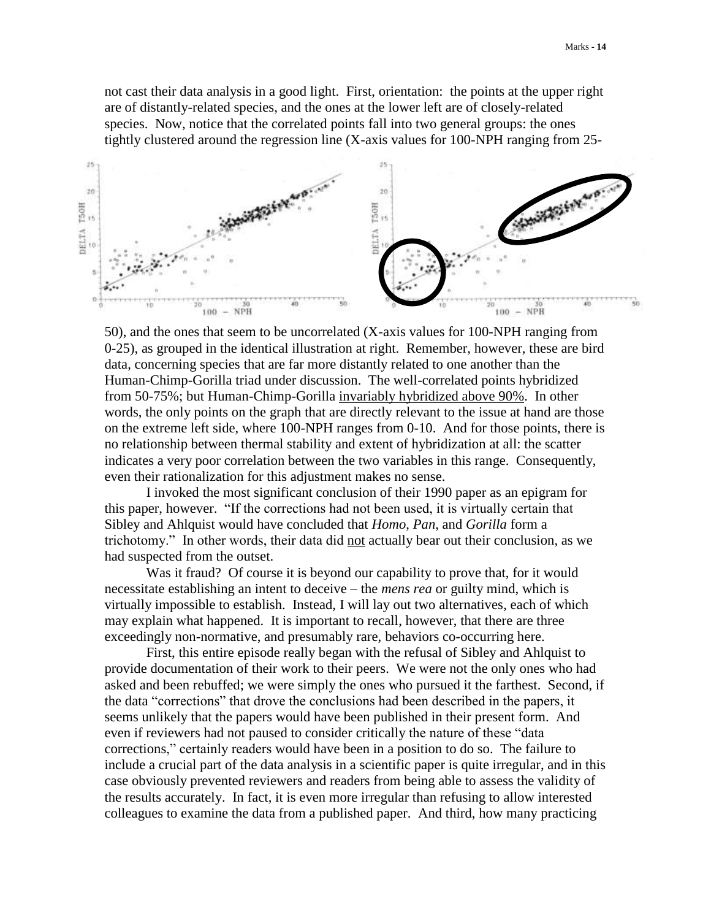not cast their data analysis in a good light. First, orientation: the points at the upper right are of distantly-related species, and the ones at the lower left are of closely-related species. Now, notice that the correlated points fall into two general groups: the ones tightly clustered around the regression line (X-axis values for 100-NPH ranging from 25-50), and the ones that seem to be uncorrelated (X-axis values for 100-NPH ranging from 0-25), as grouped in the identical illustration at right. Remember, however, these are bird data, concerning species that are far more distantly related to one another than the Human-Chimp-Gorilla triad under discussion. The well-correlated points hybridized from 50-75%; but Human-Chimp-Gorilla <u>invariably hybridized above 90%</u>. In other words, the only points on the graph that are directly relevant to the issue at hand are those on the extreme left side, where 100-NPH ranges from 0-10. And for those points, there is no relationship between thermal stability and extent of hybridization at all: the scatter indicates a very poor correlation between the two variables in this range. Consequently, even their rationalization for this adjustment makes no sense.

I invoked the most significant conclusion of their 1990 paper as an epigram for this paper, however. "If the corrections had not been used, it is virtually certain that Sibley and Ahlquist would have concluded that *Homo*, *Pan*, and *Gorilla* form a trichotomy." In other words, their data did <u>not</u> actually bear out their conclusion, as we had suspected from the outset.

Was it fraud? Of course it is beyond our capability to prove that, for it would necessitate establishing an intent to deceive – the *mens rea* or guilty mind, which is virtually impossible to establish. Instead, I will lay out two alternatives, each of which may explain what happened. It is important to recall, however, that there are three exceedingly non-normative, and presumably rare, behaviors co-occurring here.

First, this entire episode really began with the refusal of Sibley and Ahlquist to provide documentation of their work to their peers. We were not the only ones who had asked and been rebuffed; we were simply the ones who pursued it the farthest. Second, if the data "corrections" that drove the conclusions had been described in the papers, it seems unlikely that the papers would have been published in their present form. And even if reviewers had not paused to consider critically the nature of these "data corrections," certainly readers would have been in a position to do so. The failure to include a crucial part of the data analysis in a scientific paper is quite irregular, and in this case obviously prevented reviewers and readers from being able to assess the validity of the results accurately. In fact, it is even more irregular than refusing to allow interested colleagues to examine the data from a published paper. And third, how many practicing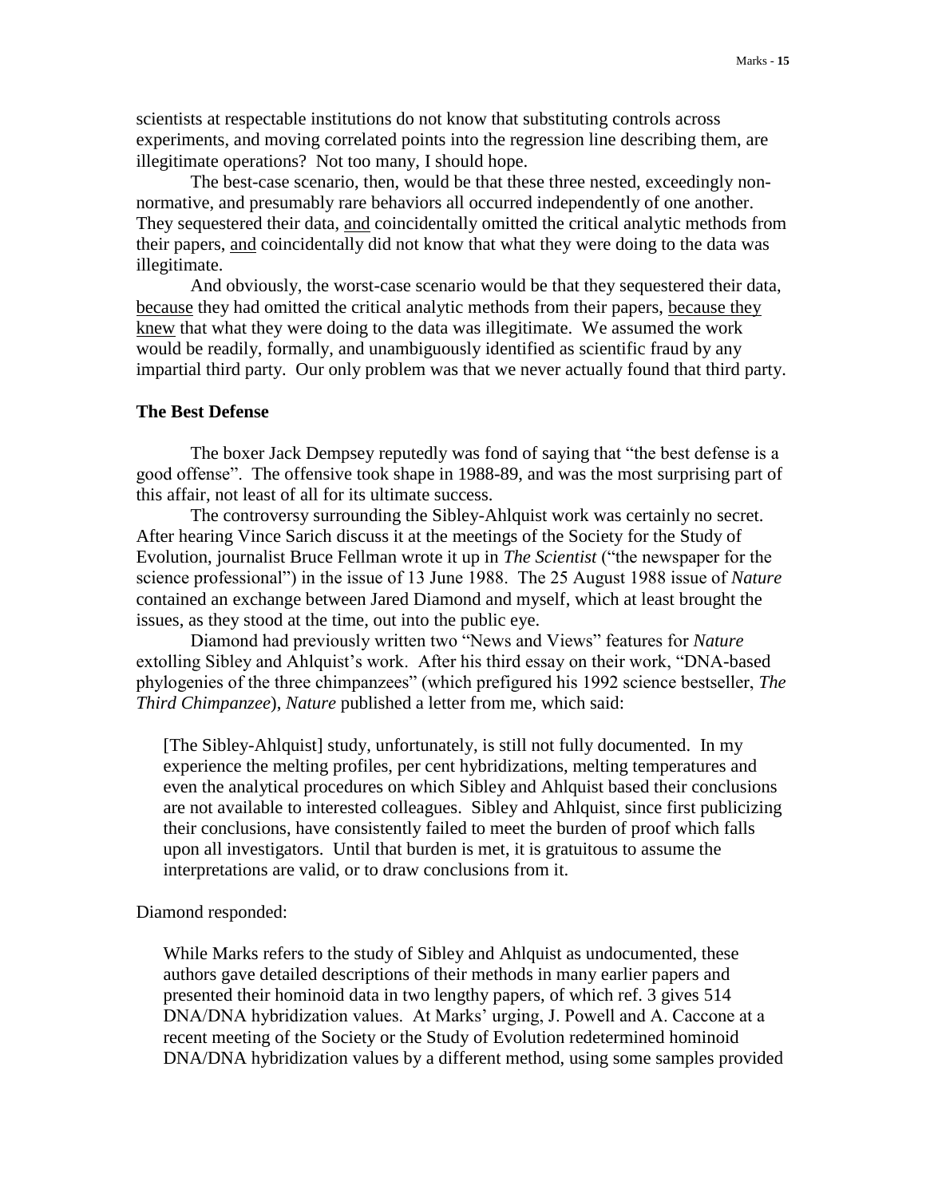scientists at respectable institutions do not know that substituting controls across experiments, and moving correlated points into the regression line describing them, are illegitimate operations? Not too many, I should hope.

The best-case scenario, then, would be that these three nested, exceedingly non-normative, and presumably rare behaviors all occurred independently of one another. They sequestered their data, <u>and</u> coincidentally omitted the critical analytic methods from their papers, <u>and</u> coincidentally did not know that what they were doing to the data was illegitimate.

And obviously, the worst-case scenario would be that they sequestered their data, <u>because</u> they had omitted the critical analytic methods from their papers, <u>because they knew</u> that what they were doing to the data was illegitimate. We assumed the work would be readily, formally, and unambiguously identified as scientific fraud by any impartial third party. Our only problem was that we never actually found that third party.

**The Best Defense**

The boxer Jack Dempsey reputedly was fond of saying that "the best defense is a good offense". The offensive took shape in 1988-89, and was the most surprising part of this affair, not least of all for its ultimate success.

The controversy surrounding the Sibley-Ahlquist work was certainly no secret. After hearing Vince Sarich discuss it at the meetings of the Society for the Study of Evolution, journalist Bruce Fellman wrote it up in *The Scientist* ("the newspaper for the science professional") in the issue of 13 June 1988. The 25 August 1988 issue of *Nature* contained an exchange between Jared Diamond and myself, which at least brought the issues, as they stood at the time, out into the public eye.

Diamond had previously written two "News and Views" features for *Nature* extolling Sibley and Ahlquist's work. After his third essay on their work, "DNA-based phylogenies of the three chimpanzees" (which prefigured his 1992 science bestseller, *The Third Chimpanzee*), *Nature* published a letter from me, which said:

> [The Sibley-Ahlquist] study, unfortunately, is still not fully documented. In my experience the melting profiles, per cent hybridizations, melting temperatures and even the analytical procedures on which Sibley and Ahlquist based their conclusions are not available to interested colleagues. Sibley and Ahlquist, since first publicizing their conclusions, have consistently failed to meet the burden of proof which falls upon all investigators. Until that burden is met, it is gratuitous to assume the interpretations are valid, or to draw conclusions from it.

Diamond responded:

> While Marks refers to the study of Sibley and Ahlquist as undocumented, these authors gave detailed descriptions of their methods in many earlier papers and presented their hominoid data in two lengthy papers, of which ref. 3 gives 514 DNA/DNA hybridization values. At Marks' urging, J. Powell and A. Caccone at a recent meeting of the Society or the Study of Evolution redetermined hominoid DNA/DNA hybridization values by a different method, using some samples provided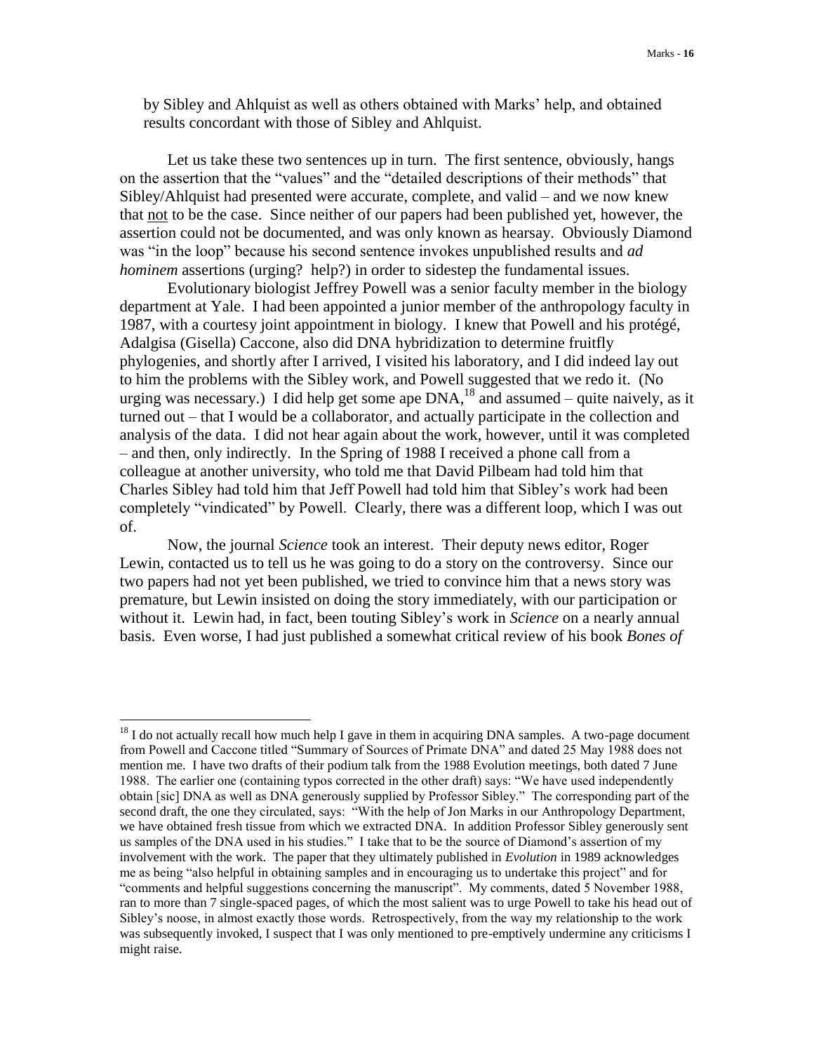by Sibley and Ahlquist as well as others obtained with Marks' help, and obtained results concordant with those of Sibley and Ahlquist.

Let us take these two sentences up in turn. The first sentence, obviously, hangs on the assertion that the "values" and the "detailed descriptions of their methods" that Sibley/Ahlquist had presented were accurate, complete, and valid – and we now knew that <u>not</u> to be the case. Since neither of our papers had been published yet, however, the assertion could not be documented, and was only known as hearsay. Obviously Diamond was "in the loop" because his second sentence invokes unpublished results and *ad hominem* assertions (urging? help?) in order to sidestep the fundamental issues.

Evolutionary biologist Jeffrey Powell was a senior faculty member in the biology department at Yale. I had been appointed a junior member of the anthropology faculty in 1987, with a courtesy joint appointment in biology. I knew that Powell and his protégé, Adalgisa (Gisella) Caccone, also did DNA hybridization to determine fruitfly phylogenies, and shortly after I arrived, I visited his laboratory, and I did indeed lay out to him the problems with the Sibley work, and Powell suggested that we redo it. (No urging was necessary.) I did help get some ape DNA,[18] and assumed – quite naively, as it turned out – that I would be a collaborator, and actually participate in the collection and analysis of the data. I did not hear again about the work, however, until it was completed – and then, only indirectly. In the Spring of 1988 I received a phone call from a colleague at another university, who told me that David Pilbeam had told him that Charles Sibley had told him that Jeff Powell had told him that Sibley's work had been completely "vindicated" by Powell. Clearly, there was a different loop, which I was out of.

Now, the journal *Science* took an interest. Their deputy news editor, Roger Lewin, contacted us to tell us he was going to do a story on the controversy. Since our two papers had not yet been published, we tried to convince him that a news story was premature, but Lewin insisted on doing the story immediately, with our participation or without it. Lewin had, in fact, been touting Sibley's work in *Science* on a nearly annual basis. Even worse, I had just published a somewhat critical review of his book *Bones of*

---

[18] I do not actually recall how much help I gave in them in acquiring DNA samples. A two-page document from Powell and Caccone titled "Summary of Sources of Primate DNA" and dated 25 May 1988 does not mention me. I have two drafts of their podium talk from the 1988 Evolution meetings, both dated 7 June 1988. The earlier one (containing typos corrected in the other draft) says: "We have used independently obtain [sic] DNA as well as DNA generously supplied by Professor Sibley." The corresponding part of the second draft, the one they circulated, says: "With the help of Jon Marks in our Anthropology Department, we have obtained fresh tissue from which we extracted DNA. In addition Professor Sibley generously sent us samples of the DNA used in his studies." I take that to be the source of Diamond's assertion of my involvement with the work. The paper that they ultimately published in *Evolution* in 1989 acknowledges me as being "also helpful in obtaining samples and in encouraging us to undertake this project" and for "comments and helpful suggestions concerning the manuscript". My comments, dated 5 November 1988, ran to more than 7 single-spaced pages, of which the most salient was to urge Powell to take his head out of Sibley's noose, in almost exactly those words. Retrospectively, from the way my relationship to the work was subsequently invoked, I suspect that I was only mentioned to pre-emptively undermine any criticisms I might raise.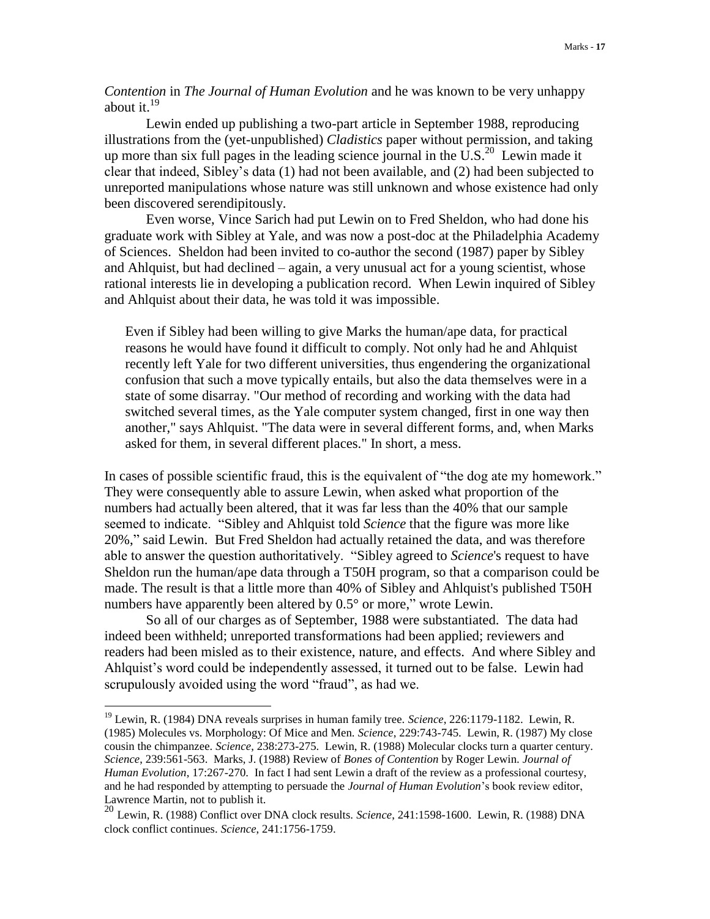*Contention* in *The Journal of Human Evolution* and he was known to be very unhappy about it.[19]

Lewin ended up publishing a two-part article in September 1988, reproducing illustrations from the (yet-unpublished) *Cladistics* paper without permission, and taking up more than six full pages in the leading science journal in the U.S.[20] Lewin made it clear that indeed, Sibley's data (1) had not been available, and (2) had been subjected to unreported manipulations whose nature was still unknown and whose existence had only been discovered serendipitously.

Even worse, Vince Sarich had put Lewin on to Fred Sheldon, who had done his graduate work with Sibley at Yale, and was now a post-doc at the Philadelphia Academy of Sciences. Sheldon had been invited to co-author the second (1987) paper by Sibley and Ahlquist, but had declined – again, a very unusual act for a young scientist, whose rational interests lie in developing a publication record. When Lewin inquired of Sibley and Ahlquist about their data, he was told it was impossible.

> Even if Sibley had been willing to give Marks the human/ape data, for practical reasons he would have found it difficult to comply. Not only had he and Ahlquist recently left Yale for two different universities, thus engendering the organizational confusion that such a move typically entails, but also the data themselves were in a state of some disarray. "Our method of recording and working with the data had switched several times, as the Yale computer system changed, first in one way then another," says Ahlquist. "The data were in several different forms, and, when Marks asked for them, in several different places." In short, a mess.

In cases of possible scientific fraud, this is the equivalent of "the dog ate my homework." They were consequently able to assure Lewin, when asked what proportion of the numbers had actually been altered, that it was far less than the 40% that our sample seemed to indicate. "Sibley and Ahlquist told *Science* that the figure was more like 20%," said Lewin. But Fred Sheldon had actually retained the data, and was therefore able to answer the question authoritatively. "Sibley agreed to *Science*'s request to have Sheldon run the human/ape data through a T50H program, so that a comparison could be made. The result is that a little more than 40% of Sibley and Ahlquist's published T50H numbers have apparently been altered by 0.5° or more," wrote Lewin.

So all of our charges as of September, 1988 were substantiated. The data had indeed been withheld; unreported transformations had been applied; reviewers and readers had been misled as to their existence, nature, and effects. And where Sibley and Ahlquist's word could be independently assessed, it turned out to be false. Lewin had scrupulously avoided using the word "fraud", as had we.

---

[19] Lewin, R. (1984) DNA reveals surprises in human family tree. *Science*, 226:1179-1182. Lewin, R. (1985) Molecules vs. Morphology: Of Mice and Men. *Science*, 229:743-745. Lewin, R. (1987) My close cousin the chimpanzee. *Science*, 238:273-275. Lewin, R. (1988) Molecular clocks turn a quarter century. *Science*, 239:561-563. Marks, J. (1988) Review of *Bones of Contention* by Roger Lewin. *Journal of Human Evolution*, 17:267-270. In fact I had sent Lewin a draft of the review as a professional courtesy, and he had responded by attempting to persuade the *Journal of Human Evolution*'s book review editor, Lawrence Martin, not to publish it.

[20] Lewin, R. (1988) Conflict over DNA clock results. *Science*, 241:1598-1600. Lewin, R. (1988) DNA clock conflict continues. *Science*, 241:1756-1759.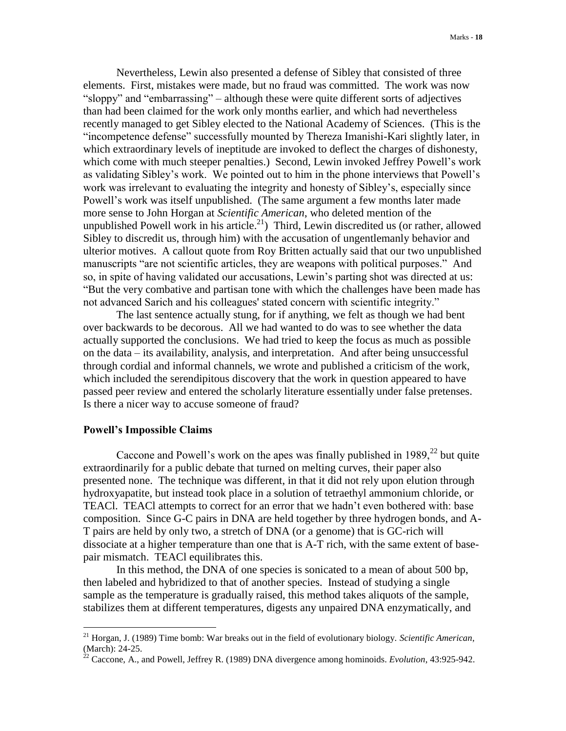Nevertheless, Lewin also presented a defense of Sibley that consisted of three elements. First, mistakes were made, but no fraud was committed. The work was now "sloppy" and "embarrassing" – although these were quite different sorts of adjectives than had been claimed for the work only months earlier, and which had nevertheless recently managed to get Sibley elected to the National Academy of Sciences. (This is the "incompetence defense" successfully mounted by Thereza Imanishi-Kari slightly later, in which extraordinary levels of ineptitude are invoked to deflect the charges of dishonesty, which come with much steeper penalties.) Second, Lewin invoked Jeffrey Powell's work as validating Sibley's work. We pointed out to him in the phone interviews that Powell's work was irrelevant to evaluating the integrity and honesty of Sibley's, especially since Powell's work was itself unpublished. (The same argument a few months later made more sense to John Horgan at *Scientific American*, who deleted mention of the unpublished Powell work in his article.[21]) Third, Lewin discredited us (or rather, allowed Sibley to discredit us, through him) with the accusation of ungentlemanly behavior and ulterior motives. A callout quote from Roy Britten actually said that our two unpublished manuscripts "are not scientific articles, they are weapons with political purposes." And so, in spite of having validated our accusations, Lewin's parting shot was directed at us: "But the very combative and partisan tone with which the challenges have been made has not advanced Sarich and his colleagues' stated concern with scientific integrity."

The last sentence actually stung, for if anything, we felt as though we had bent over backwards to be decorous. All we had wanted to do was to see whether the data actually supported the conclusions. We had tried to keep the focus as much as possible on the data – its availability, analysis, and interpretation. And after being unsuccessful through cordial and informal channels, we wrote and published a criticism of the work, which included the serendipitous discovery that the work in question appeared to have passed peer review and entered the scholarly literature essentially under false pretenses. Is there a nicer way to accuse someone of fraud?

**Powell's Impossible Claims**

Caccone and Powell's work on the apes was finally published in 1989,[22] but quite extraordinarily for a public debate that turned on melting curves, their paper also presented none. The technique was different, in that it did not rely upon elution through hydroxyapatite, but instead took place in a solution of tetraethyl ammonium chloride, or TEACl. TEACl attempts to correct for an error that we hadn't even bothered with: base composition. Since G-C pairs in DNA are held together by three hydrogen bonds, and A-T pairs are held by only two, a stretch of DNA (or a genome) that is GC-rich will dissociate at a higher temperature than one that is A-T rich, with the same extent of base-pair mismatch. TEACl equilibrates this.

In this method, the DNA of one species is sonicated to a mean of about 500 bp, then labeled and hybridized to that of another species. Instead of studying a single sample as the temperature is gradually raised, this method takes aliquots of the sample, stabilizes them at different temperatures, digests any unpaired DNA enzymatically, and

---

[21] Horgan, J. (1989) Time bomb: War breaks out in the field of evolutionary biology. *Scientific American*, (March): 24-25.

[22] Caccone, A., and Powell, Jeffrey R. (1989) DNA divergence among hominoids. *Evolution*, 43:925-942.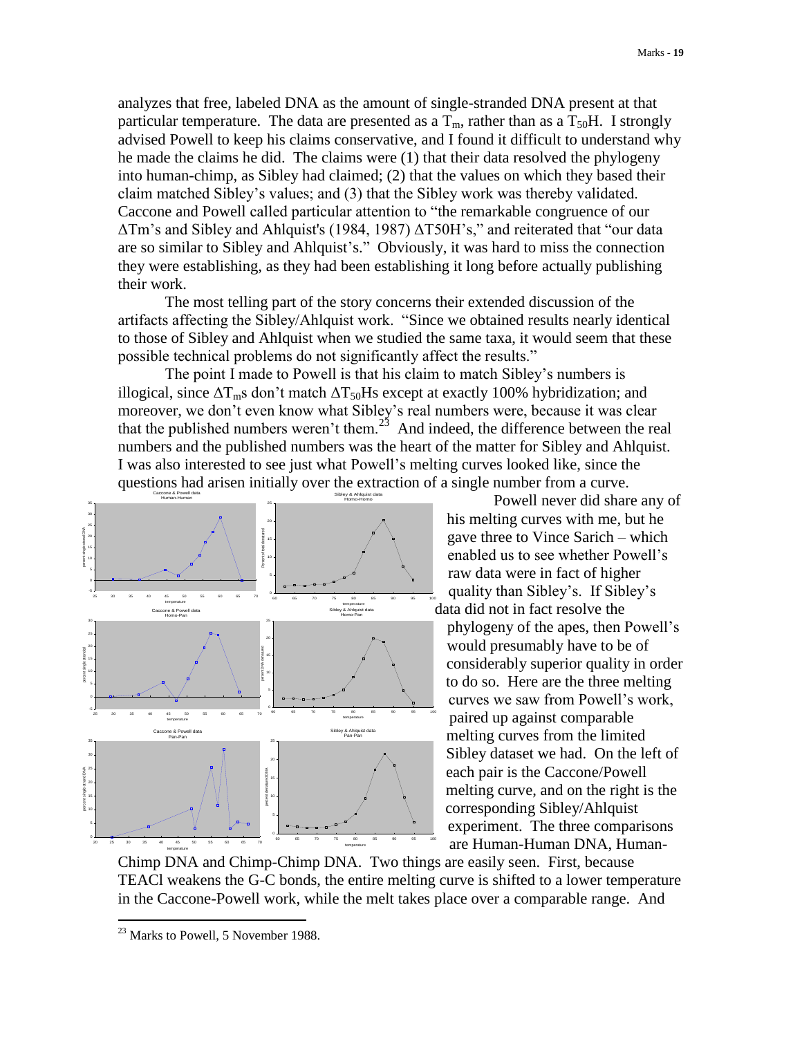analyzes that free, labeled DNA as the amount of single-stranded DNA present at that particular temperature. The data are presented as a $T_m$, rather than as a $T_{50}H$. I strongly advised Powell to keep his claims conservative, and I found it difficult to understand why he made the claims he did. The claims were (1) that their data resolved the phylogeny into human-chimp, as Sibley had claimed; (2) that the values on which they based their claim matched Sibley's values; and (3) that the Sibley work was thereby validated. Caccone and Powell called particular attention to "the remarkable congruence of our ΔTm's and Sibley and Ahlquist's (1984, 1987) ΔT50H's," and reiterated that "our data are so similar to Sibley and Ahlquist's." Obviously, it was hard to miss the connection they were establishing, as they had been establishing it long before actually publishing their work.

The most telling part of the story concerns their extended discussion of the artifacts affecting the Sibley/Ahlquist work. "Since we obtained results nearly identical to those of Sibley and Ahlquist when we studied the same taxa, it would seem that these possible technical problems do not significantly affect the results."

The point I made to Powell is that his claim to match Sibley's numbers is illogical, since $\Delta T_m$s don't match $\Delta T_{50}$Hs except at exactly 100% hybridization; and moreover, we don't even know what Sibley's real numbers were, because it was clear that the published numbers weren't them.[23] And indeed, the difference between the real numbers and the published numbers was the heart of the matter for Sibley and Ahlquist. I was also interested to see just what Powell's melting curves looked like, since the questions had arisen initially over the extraction of a single number from a curve.

Powell never did share any of his melting curves with me, but he gave three to Vince Sarich – which enabled us to see whether Powell's raw data were in fact of higher quality than Sibley's. If Sibley's data did not in fact resolve the phylogeny of the apes, then Powell's would presumably have to be of considerably superior quality in order to do so. Here are the three melting curves we saw from Powell's work, paired up against comparable melting curves from the limited Sibley dataset we had. On the left of each pair is the Caccone/Powell melting curve, and on the right is the corresponding Sibley/Ahlquist experiment. The three comparisons are Human-Human DNA, Human-Chimp DNA and Chimp-Chimp DNA. Two things are easily seen. First, because TEACl weakens the G-C bonds, the entire melting curve is shifted to a lower temperature in the Caccone-Powell work, while the melt takes place over a comparable range. And

[23] Marks to Powell, 5 November 1988.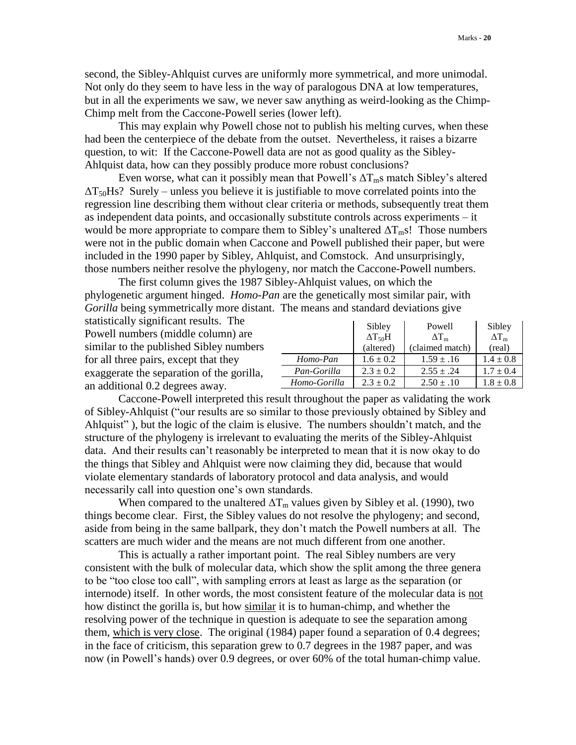second, the Sibley-Ahlquist curves are uniformly more symmetrical, and more unimodal. Not only do they seem to have less in the way of paralogous DNA at low temperatures, but in all the experiments we saw, we never saw anything as weird-looking as the Chimp-Chimp melt from the Caccone-Powell series (lower left).

This may explain why Powell chose not to publish his melting curves, when these had been the centerpiece of the debate from the outset. Nevertheless, it raises a bizarre question, to wit: If the Caccone-Powell data are not as good quality as the Sibley-Ahlquist data, how can they possibly produce more robust conclusions?

Even worse, what can it possibly mean that Powell's $\Delta T_m$s match Sibley's altered $\Delta T_{50}$Hs? Surely – unless you believe it is justifiable to move correlated points into the regression line describing them without clear criteria or methods, subsequently treat them as independent data points, and occasionally substitute controls across experiments – it would be more appropriate to compare them to Sibley's unaltered $\Delta T_m$s! Those numbers were not in the public domain when Caccone and Powell published their paper, but were included in the 1990 paper by Sibley, Ahlquist, and Comstock. And unsurprisingly, those numbers neither resolve the phylogeny, nor match the Caccone-Powell numbers.

The first column gives the 1987 Sibley-Ahlquist values, on which the phylogenetic argument hinged. *Homo-Pan* are the genetically most similar pair, with *Gorilla* being symmetrically more distant. The means and standard deviations give statistically significant results. The Powell numbers (middle column) are similar to the published Sibley numbers for all three pairs, except that they exaggerate the separation of the gorilla, an additional 0.2 degrees away.

| | Sibley $\Delta T_{50}$H (altered) | Powell $\Delta T_m$ (claimed match) | Sibley $\Delta T_m$ (real) |
|---|---|---|---|
| *Homo-Pan* | 1.6 ± 0.2 | 1.59 ± .16 | 1.4 ± 0.8 |
| *Pan-Gorilla* | 2.3 ± 0.2 | 2.55 ± .24 | 1.7 ± 0.4 |
| *Homo-Gorilla* | 2.3 ± 0.2 | 2.50 ± .10 | 1.8 ± 0.8 |

Caccone-Powell interpreted this result throughout the paper as validating the work of Sibley-Ahlquist ("our results are so similar to those previously obtained by Sibley and Ahlquist" ), but the logic of the claim is elusive. The numbers shouldn't match, and the structure of the phylogeny is irrelevant to evaluating the merits of the Sibley-Ahlquist data. And their results can't reasonably be interpreted to mean that it is now okay to do the things that Sibley and Ahlquist were now claiming they did, because that would violate elementary standards of laboratory protocol and data analysis, and would necessarily call into question one's own standards.

When compared to the unaltered $\Delta T_m$ values given by Sibley et al. (1990), two things become clear. First, the Sibley values do not resolve the phylogeny; and second, aside from being in the same ballpark, they don't match the Powell numbers at all. The scatters are much wider and the means are not much different from one another.

This is actually a rather important point. The real Sibley numbers are very consistent with the bulk of molecular data, which show the split among the three genera to be "too close too call", with sampling errors at least as large as the separation (or internode) itself. In other words, the most consistent feature of the molecular data is <u>not</u> how distinct the gorilla is, but how <u>similar</u> it is to human-chimp, and whether the resolving power of the technique in question is adequate to see the separation among them, <u>which is very close</u>. The original (1984) paper found a separation of 0.4 degrees; in the face of criticism, this separation grew to 0.7 degrees in the 1987 paper, and was now (in Powell's hands) over 0.9 degrees, or over 60% of the total human-chimp value.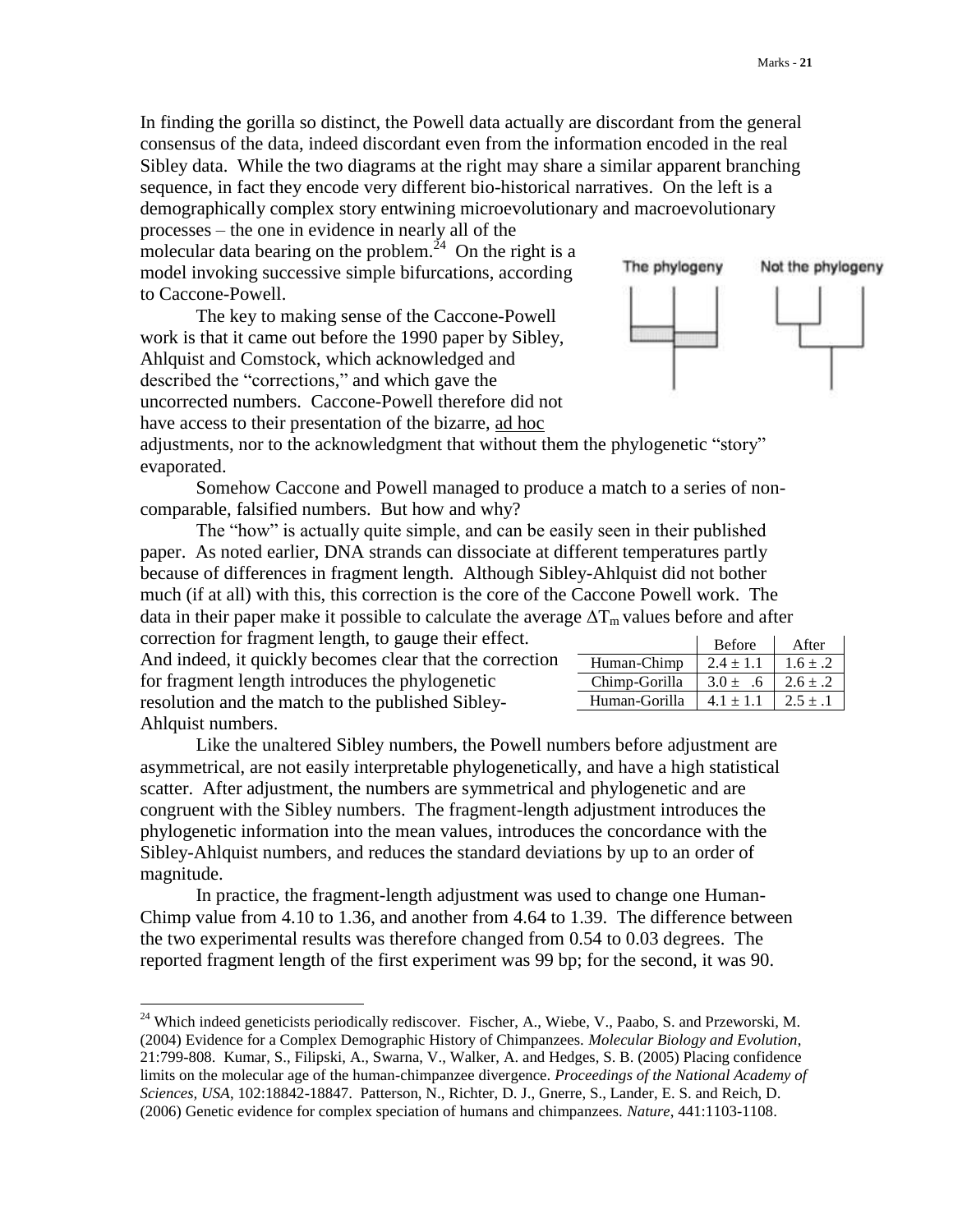In finding the gorilla so distinct, the Powell data actually are discordant from the general consensus of the data, indeed discordant even from the information encoded in the real Sibley data. While the two diagrams at the right may share a similar apparent branching sequence, in fact they encode very different bio-historical narratives. On the left is a demographically complex story entwining microevolutionary and macroevolutionary processes – the one in evidence in nearly all of the molecular data bearing on the problem.[24] On the right is a model invoking successive simple bifurcations, according to Caccone-Powell.

The phylogeny        Not the phylogeny

The key to making sense of the Caccone-Powell work is that it came out before the 1990 paper by Sibley, Ahlquist and Comstock, which acknowledged and described the "corrections," and which gave the uncorrected numbers. Caccone-Powell therefore did not have access to their presentation of the bizarre, ad hoc adjustments, nor to the acknowledgment that without them the phylogenetic "story" evaporated.

Somehow Caccone and Powell managed to produce a match to a series of non-comparable, falsified numbers. But how and why?

The "how" is actually quite simple, and can be easily seen in their published paper. As noted earlier, DNA strands can dissociate at different temperatures partly because of differences in fragment length. Although Sibley-Ahlquist did not bother much (if at all) with this, this correction is the core of the Caccone Powell work. The data in their paper make it possible to calculate the average $\Delta T_m$ values before and after correction for fragment length, to gauge their effect. And indeed, it quickly becomes clear that the correction for fragment length introduces the phylogenetic resolution and the match to the published Sibley-Ahlquist numbers.

| | Before | After |
|---|---|---|
| Human-Chimp | $2.4 \pm 1.1$ | $1.6 \pm .2$ |
| Chimp-Gorilla | $3.0 \pm .6$ | $2.6 \pm .2$ |
| Human-Gorilla | $4.1 \pm 1.1$ | $2.5 \pm .1$ |

Like the unaltered Sibley numbers, the Powell numbers before adjustment are asymmetrical, are not easily interpretable phylogenetically, and have a high statistical scatter. After adjustment, the numbers are symmetrical and phylogenetic and are congruent with the Sibley numbers. The fragment-length adjustment introduces the phylogenetic information into the mean values, introduces the concordance with the Sibley-Ahlquist numbers, and reduces the standard deviations by up to an order of magnitude.

In practice, the fragment-length adjustment was used to change one Human-Chimp value from 4.10 to 1.36, and another from 4.64 to 1.39. The difference between the two experimental results was therefore changed from 0.54 to 0.03 degrees. The reported fragment length of the first experiment was 99 bp; for the second, it was 90.

---

[24] Which indeed geneticists periodically rediscover. Fischer, A., Wiebe, V., Paabo, S. and Przeworski, M. (2004) Evidence for a Complex Demographic History of Chimpanzees. *Molecular Biology and Evolution*, 21:799-808. Kumar, S., Filipski, A., Swarna, V., Walker, A. and Hedges, S. B. (2005) Placing confidence limits on the molecular age of the human-chimpanzee divergence. *Proceedings of the National Academy of Sciences, USA*, 102:18842-18847. Patterson, N., Richter, D. J., Gnerre, S., Lander, E. S. and Reich, D. (2006) Genetic evidence for complex speciation of humans and chimpanzees. *Nature*, 441:1103-1108.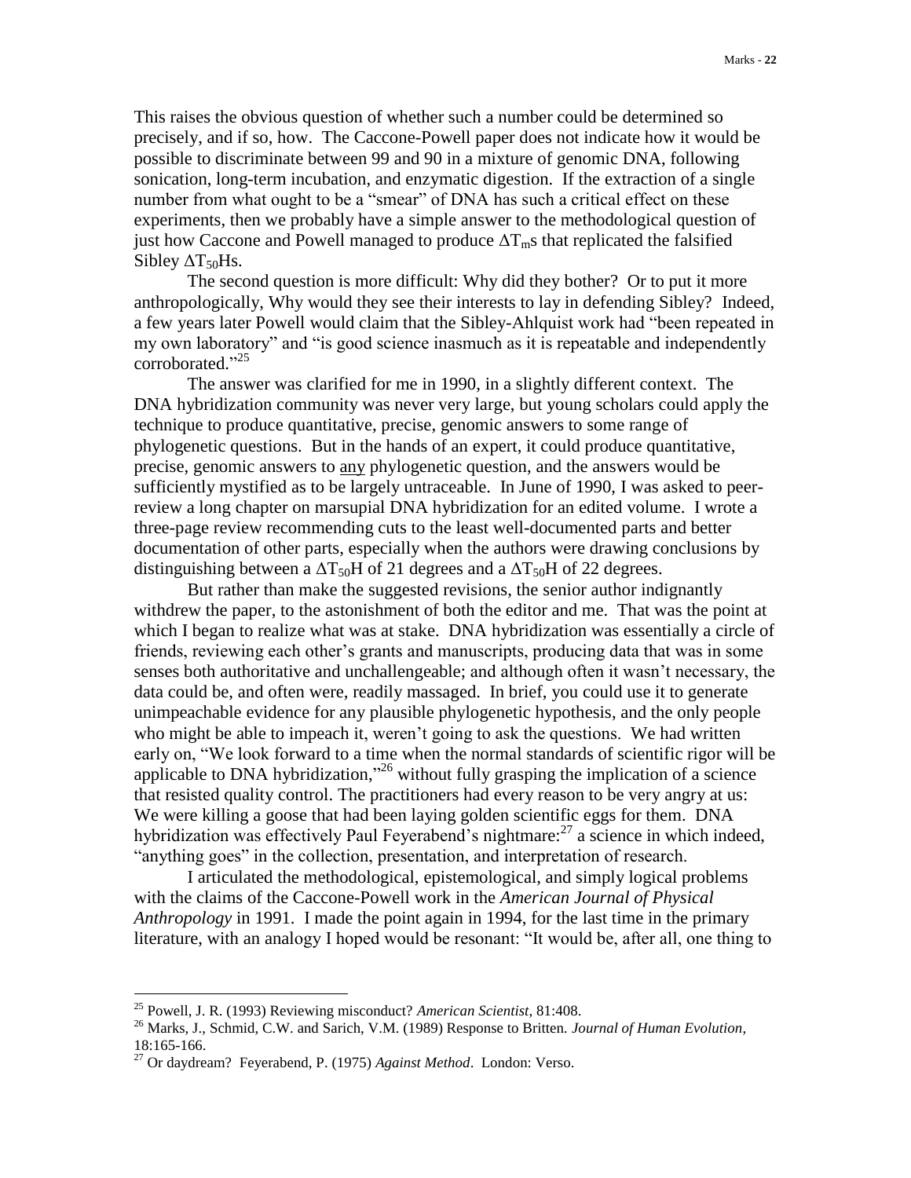This raises the obvious question of whether such a number could be determined so precisely, and if so, how. The Caccone-Powell paper does not indicate how it would be possible to discriminate between 99 and 90 in a mixture of genomic DNA, following sonication, long-term incubation, and enzymatic digestion. If the extraction of a single number from what ought to be a "smear" of DNA has such a critical effect on these experiments, then we probably have a simple answer to the methodological question of just how Caccone and Powell managed to produce $\Delta T_m$s that replicated the falsified Sibley $\Delta T_{50}$Hs.

The second question is more difficult: Why did they bother? Or to put it more anthropologically, Why would they see their interests to lay in defending Sibley? Indeed, a few years later Powell would claim that the Sibley-Ahlquist work had "been repeated in my own laboratory" and "is good science inasmuch as it is repeatable and independently corroborated."[25]

The answer was clarified for me in 1990, in a slightly different context. The DNA hybridization community was never very large, but young scholars could apply the technique to produce quantitative, precise, genomic answers to some range of phylogenetic questions. But in the hands of an expert, it could produce quantitative, precise, genomic answers to <u>any</u> phylogenetic question, and the answers would be sufficiently mystified as to be largely untraceable. In June of 1990, I was asked to peer-review a long chapter on marsupial DNA hybridization for an edited volume. I wrote a three-page review recommending cuts to the least well-documented parts and better documentation of other parts, especially when the authors were drawing conclusions by distinguishing between a $\Delta T_{50}$H of 21 degrees and a $\Delta T_{50}$H of 22 degrees.

But rather than make the suggested revisions, the senior author indignantly withdrew the paper, to the astonishment of both the editor and me. That was the point at which I began to realize what was at stake. DNA hybridization was essentially a circle of friends, reviewing each other's grants and manuscripts, producing data that was in some senses both authoritative and unchallengeable; and although often it wasn't necessary, the data could be, and often were, readily massaged. In brief, you could use it to generate unimpeachable evidence for any plausible phylogenetic hypothesis, and the only people who might be able to impeach it, weren't going to ask the questions. We had written early on, "We look forward to a time when the normal standards of scientific rigor will be applicable to DNA hybridization,"[26] without fully grasping the implication of a science that resisted quality control. The practitioners had every reason to be very angry at us: We were killing a goose that had been laying golden scientific eggs for them. DNA hybridization was effectively Paul Feyerabend's nightmare:[27] a science in which indeed, "anything goes" in the collection, presentation, and interpretation of research.

I articulated the methodological, epistemological, and simply logical problems with the claims of the Caccone-Powell work in the *American Journal of Physical Anthropology* in 1991. I made the point again in 1994, for the last time in the primary literature, with an analogy I hoped would be resonant: "It would be, after all, one thing to

---

[25] Powell, J. R. (1993) Reviewing misconduct? *American Scientist*, 81:408.

[26] Marks, J., Schmid, C.W. and Sarich, V.M. (1989) Response to Britten. *Journal of Human Evolution*, 18:165-166.

[27] Or daydream? Feyerabend, P. (1975) *Against Method*. London: Verso.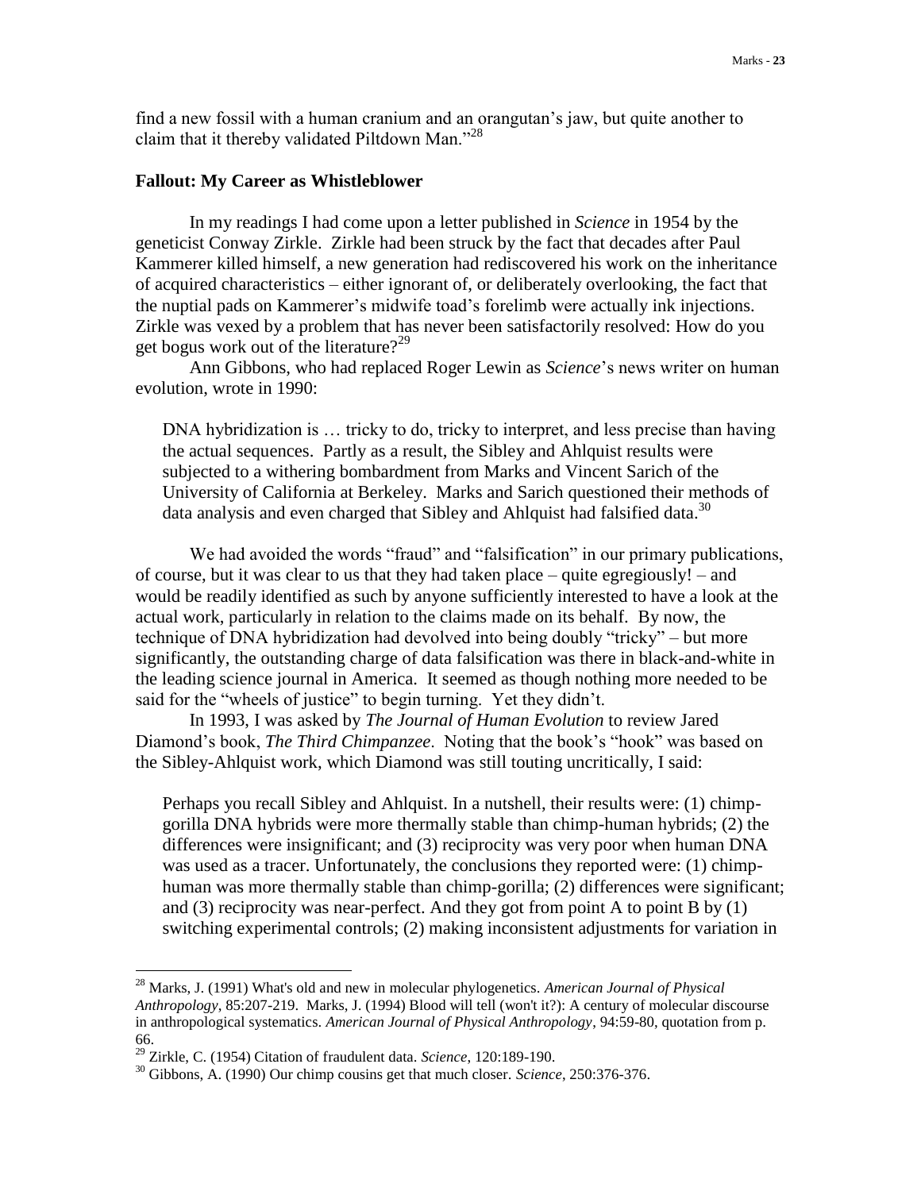find a new fossil with a human cranium and an orangutan's jaw, but quite another to claim that it thereby validated Piltdown Man."[28]

## Fallout: My Career as Whistleblower

In my readings I had come upon a letter published in *Science* in 1954 by the geneticist Conway Zirkle. Zirkle had been struck by the fact that decades after Paul Kammerer killed himself, a new generation had rediscovered his work on the inheritance of acquired characteristics – either ignorant of, or deliberately overlooking, the fact that the nuptial pads on Kammerer's midwife toad's forelimb were actually ink injections. Zirkle was vexed by a problem that has never been satisfactorily resolved: How do you get bogus work out of the literature?[29]

Ann Gibbons, who had replaced Roger Lewin as *Science*'s news writer on human evolution, wrote in 1990:

> DNA hybridization is … tricky to do, tricky to interpret, and less precise than having the actual sequences. Partly as a result, the Sibley and Ahlquist results were subjected to a withering bombardment from Marks and Vincent Sarich of the University of California at Berkeley. Marks and Sarich questioned their methods of data analysis and even charged that Sibley and Ahlquist had falsified data.[30]

We had avoided the words "fraud" and "falsification" in our primary publications, of course, but it was clear to us that they had taken place – quite egregiously! – and would be readily identified as such by anyone sufficiently interested to have a look at the actual work, particularly in relation to the claims made on its behalf. By now, the technique of DNA hybridization had devolved into being doubly "tricky" – but more significantly, the outstanding charge of data falsification was there in black-and-white in the leading science journal in America. It seemed as though nothing more needed to be said for the "wheels of justice" to begin turning. Yet they didn't.

In 1993, I was asked by *The Journal of Human Evolution* to review Jared Diamond's book, *The Third Chimpanzee*. Noting that the book's "hook" was based on the Sibley-Ahlquist work, which Diamond was still touting uncritically, I said:

> Perhaps you recall Sibley and Ahlquist. In a nutshell, their results were: (1) chimp-gorilla DNA hybrids were more thermally stable than chimp-human hybrids; (2) the differences were insignificant; and (3) reciprocity was very poor when human DNA was used as a tracer. Unfortunately, the conclusions they reported were: (1) chimp-human was more thermally stable than chimp-gorilla; (2) differences were significant; and (3) reciprocity was near-perfect. And they got from point A to point B by (1) switching experimental controls; (2) making inconsistent adjustments for variation in

---

[28] Marks, J. (1991) What's old and new in molecular phylogenetics. *American Journal of Physical Anthropology*, 85:207-219. Marks, J. (1994) Blood will tell (won't it?): A century of molecular discourse in anthropological systematics. *American Journal of Physical Anthropology*, 94:59-80, quotation from p. 66.

[29] Zirkle, C. (1954) Citation of fraudulent data. *Science*, 120:189-190.

[30] Gibbons, A. (1990) Our chimp cousins get that much closer. *Science*, 250:376-376.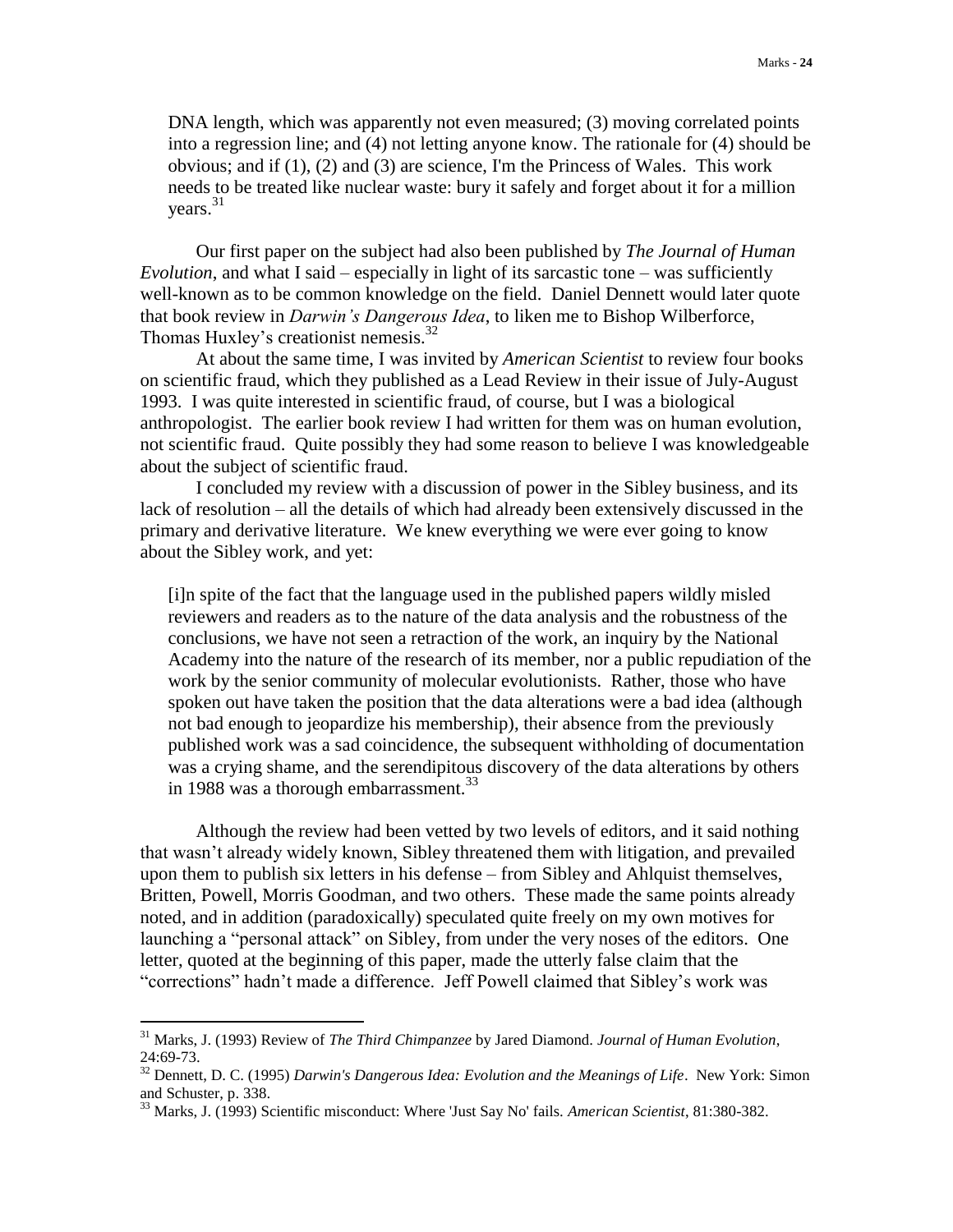> DNA length, which was apparently not even measured; (3) moving correlated points into a regression line; and (4) not letting anyone know. The rationale for (4) should be obvious; and if (1), (2) and (3) are science, I'm the Princess of Wales. This work needs to be treated like nuclear waste: bury it safely and forget about it for a million years.[31]

Our first paper on the subject had also been published by *The Journal of Human Evolution*, and what I said – especially in light of its sarcastic tone – was sufficiently well-known as to be common knowledge on the field. Daniel Dennett would later quote that book review in *Darwin's Dangerous Idea*, to liken me to Bishop Wilberforce, Thomas Huxley's creationist nemesis.[32]

At about the same time, I was invited by *American Scientist* to review four books on scientific fraud, which they published as a Lead Review in their issue of July-August 1993. I was quite interested in scientific fraud, of course, but I was a biological anthropologist. The earlier book review I had written for them was on human evolution, not scientific fraud. Quite possibly they had some reason to believe I was knowledgeable about the subject of scientific fraud.

I concluded my review with a discussion of power in the Sibley business, and its lack of resolution – all the details of which had already been extensively discussed in the primary and derivative literature. We knew everything we were ever going to know about the Sibley work, and yet:

> [i]n spite of the fact that the language used in the published papers wildly misled reviewers and readers as to the nature of the data analysis and the robustness of the conclusions, we have not seen a retraction of the work, an inquiry by the National Academy into the nature of the research of its member, nor a public repudiation of the work by the senior community of molecular evolutionists. Rather, those who have spoken out have taken the position that the data alterations were a bad idea (although not bad enough to jeopardize his membership), their absence from the previously published work was a sad coincidence, the subsequent withholding of documentation was a crying shame, and the serendipitous discovery of the data alterations by others in 1988 was a thorough embarrassment.[33]

Although the review had been vetted by two levels of editors, and it said nothing that wasn't already widely known, Sibley threatened them with litigation, and prevailed upon them to publish six letters in his defense – from Sibley and Ahlquist themselves, Britten, Powell, Morris Goodman, and two others. These made the same points already noted, and in addition (paradoxically) speculated quite freely on my own motives for launching a "personal attack" on Sibley, from under the very noses of the editors. One letter, quoted at the beginning of this paper, made the utterly false claim that the "corrections" hadn't made a difference. Jeff Powell claimed that Sibley's work was

---

[31] Marks, J. (1993) Review of *The Third Chimpanzee* by Jared Diamond. *Journal of Human Evolution*, 24:69-73.

[32] Dennett, D. C. (1995) *Darwin's Dangerous Idea: Evolution and the Meanings of Life*. New York: Simon and Schuster, p. 338.

[33] Marks, J. (1993) Scientific misconduct: Where 'Just Say No' fails. *American Scientist*, 81:380-382.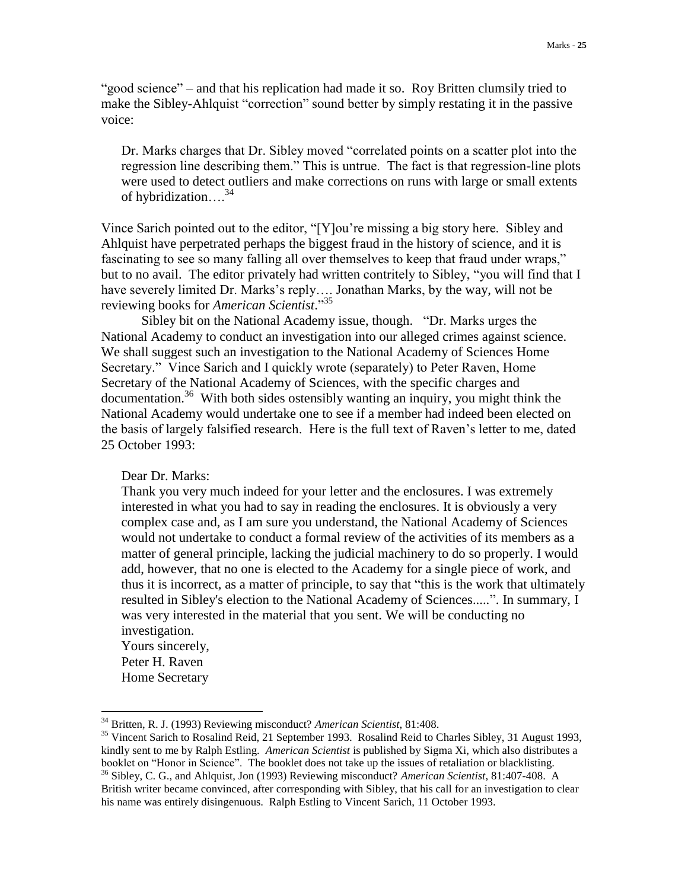"good science" – and that his replication had made it so. Roy Britten clumsily tried to make the Sibley-Ahlquist "correction" sound better by simply restating it in the passive voice:

> Dr. Marks charges that Dr. Sibley moved "correlated points on a scatter plot into the regression line describing them." This is untrue. The fact is that regression-line plots were used to detect outliers and make corrections on runs with large or small extents of hybridization….[34]

Vince Sarich pointed out to the editor, "[Y]ou're missing a big story here. Sibley and Ahlquist have perpetrated perhaps the biggest fraud in the history of science, and it is fascinating to see so many falling all over themselves to keep that fraud under wraps," but to no avail. The editor privately had written contritely to Sibley, "you will find that I have severely limited Dr. Marks's reply…. Jonathan Marks, by the way, will not be reviewing books for *American Scientist*."[35]

Sibley bit on the National Academy issue, though. "Dr. Marks urges the National Academy to conduct an investigation into our alleged crimes against science. We shall suggest such an investigation to the National Academy of Sciences Home Secretary." Vince Sarich and I quickly wrote (separately) to Peter Raven, Home Secretary of the National Academy of Sciences, with the specific charges and documentation.[36] With both sides ostensibly wanting an inquiry, you might think the National Academy would undertake one to see if a member had indeed been elected on the basis of largely falsified research. Here is the full text of Raven's letter to me, dated 25 October 1993:

> Dear Dr. Marks:
> Thank you very much indeed for your letter and the enclosures. I was extremely interested in what you had to say in reading the enclosures. It is obviously a very complex case and, as I am sure you understand, the National Academy of Sciences would not undertake to conduct a formal review of the activities of its members as a matter of general principle, lacking the judicial machinery to do so properly. I would add, however, that no one is elected to the Academy for a single piece of work, and thus it is incorrect, as a matter of principle, to say that "this is the work that ultimately resulted in Sibley's election to the National Academy of Sciences.....". In summary, I was very interested in the material that you sent. We will be conducting no investigation.
> Yours sincerely,
> Peter H. Raven
> Home Secretary

---

[34] Britten, R. J. (1993) Reviewing misconduct? *American Scientist*, 81:408.

[35] Vincent Sarich to Rosalind Reid, 21 September 1993. Rosalind Reid to Charles Sibley, 31 August 1993, kindly sent to me by Ralph Estling. *American Scientist* is published by Sigma Xi, which also distributes a booklet on "Honor in Science". The booklet does not take up the issues of retaliation or blacklisting.

[36] Sibley, C. G., and Ahlquist, Jon (1993) Reviewing misconduct? *American Scientist*, 81:407-408. A British writer became convinced, after corresponding with Sibley, that his call for an investigation to clear his name was entirely disingenuous. Ralph Estling to Vincent Sarich, 11 October 1993.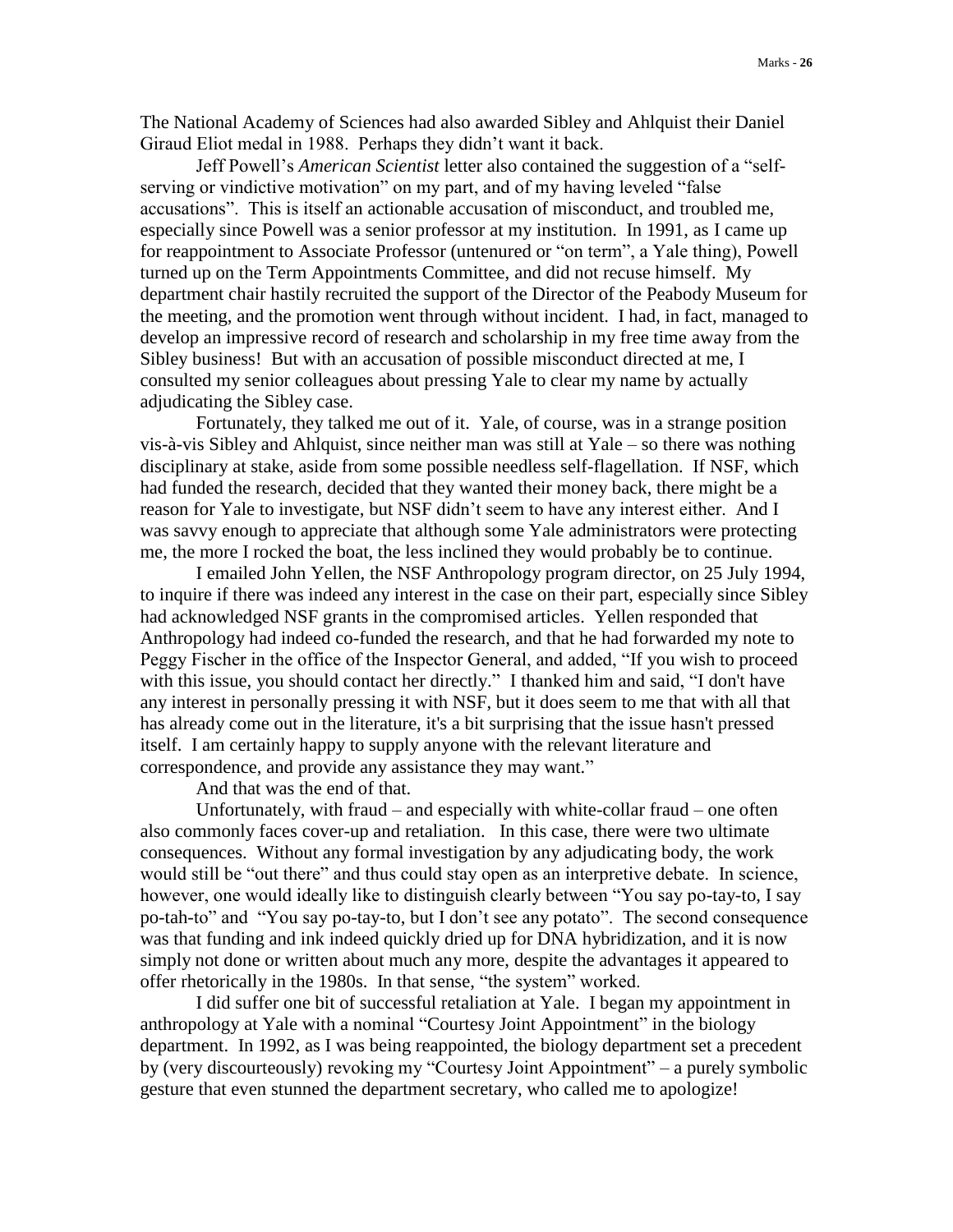The National Academy of Sciences had also awarded Sibley and Ahlquist their Daniel Giraud Eliot medal in 1988. Perhaps they didn't want it back.

Jeff Powell's *American Scientist* letter also contained the suggestion of a "self-serving or vindictive motivation" on my part, and of my having leveled "false accusations". This is itself an actionable accusation of misconduct, and troubled me, especially since Powell was a senior professor at my institution. In 1991, as I came up for reappointment to Associate Professor (untenured or "on term", a Yale thing), Powell turned up on the Term Appointments Committee, and did not recuse himself. My department chair hastily recruited the support of the Director of the Peabody Museum for the meeting, and the promotion went through without incident. I had, in fact, managed to develop an impressive record of research and scholarship in my free time away from the Sibley business! But with an accusation of possible misconduct directed at me, I consulted my senior colleagues about pressing Yale to clear my name by actually adjudicating the Sibley case.

Fortunately, they talked me out of it. Yale, of course, was in a strange position vis-à-vis Sibley and Ahlquist, since neither man was still at Yale – so there was nothing disciplinary at stake, aside from some possible needless self-flagellation. If NSF, which had funded the research, decided that they wanted their money back, there might be a reason for Yale to investigate, but NSF didn't seem to have any interest either. And I was savvy enough to appreciate that although some Yale administrators were protecting me, the more I rocked the boat, the less inclined they would probably be to continue.

I emailed John Yellen, the NSF Anthropology program director, on 25 July 1994, to inquire if there was indeed any interest in the case on their part, especially since Sibley had acknowledged NSF grants in the compromised articles. Yellen responded that Anthropology had indeed co-funded the research, and that he had forwarded my note to Peggy Fischer in the office of the Inspector General, and added, "If you wish to proceed with this issue, you should contact her directly." I thanked him and said, "I don't have any interest in personally pressing it with NSF, but it does seem to me that with all that has already come out in the literature, it's a bit surprising that the issue hasn't pressed itself. I am certainly happy to supply anyone with the relevant literature and correspondence, and provide any assistance they may want."

And that was the end of that.

Unfortunately, with fraud – and especially with white-collar fraud – one often also commonly faces cover-up and retaliation. In this case, there were two ultimate consequences. Without any formal investigation by any adjudicating body, the work would still be "out there" and thus could stay open as an interpretive debate. In science, however, one would ideally like to distinguish clearly between "You say po-tay-to, I say po-tah-to" and "You say po-tay-to, but I don't see any potato". The second consequence was that funding and ink indeed quickly dried up for DNA hybridization, and it is now simply not done or written about much any more, despite the advantages it appeared to offer rhetorically in the 1980s. In that sense, "the system" worked.

I did suffer one bit of successful retaliation at Yale. I began my appointment in anthropology at Yale with a nominal "Courtesy Joint Appointment" in the biology department. In 1992, as I was being reappointed, the biology department set a precedent by (very discourteously) revoking my "Courtesy Joint Appointment" – a purely symbolic gesture that even stunned the department secretary, who called me to apologize!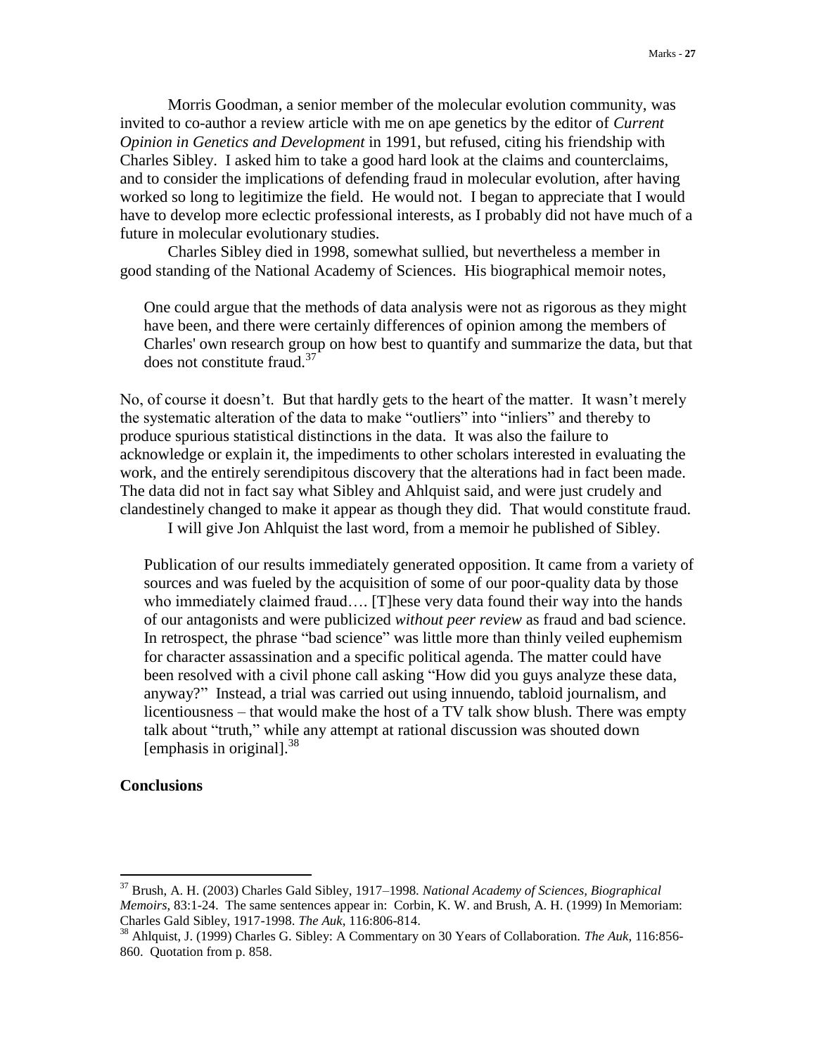Morris Goodman, a senior member of the molecular evolution community, was invited to co-author a review article with me on ape genetics by the editor of *Current Opinion in Genetics and Development* in 1991, but refused, citing his friendship with Charles Sibley. I asked him to take a good hard look at the claims and counterclaims, and to consider the implications of defending fraud in molecular evolution, after having worked so long to legitimize the field. He would not. I began to appreciate that I would have to develop more eclectic professional interests, as I probably did not have much of a future in molecular evolutionary studies.

Charles Sibley died in 1998, somewhat sullied, but nevertheless a member in good standing of the National Academy of Sciences. His biographical memoir notes,

> One could argue that the methods of data analysis were not as rigorous as they might have been, and there were certainly differences of opinion among the members of Charles' own research group on how best to quantify and summarize the data, but that does not constitute fraud.[37]

No, of course it doesn't. But that hardly gets to the heart of the matter. It wasn't merely the systematic alteration of the data to make "outliers" into "inliers" and thereby to produce spurious statistical distinctions in the data. It was also the failure to acknowledge or explain it, the impediments to other scholars interested in evaluating the work, and the entirely serendipitous discovery that the alterations had in fact been made. The data did not in fact say what Sibley and Ahlquist said, and were just crudely and clandestinely changed to make it appear as though they did. That would constitute fraud.

I will give Jon Ahlquist the last word, from a memoir he published of Sibley.

> Publication of our results immediately generated opposition. It came from a variety of sources and was fueled by the acquisition of some of our poor-quality data by those who immediately claimed fraud…. [T]hese very data found their way into the hands of our antagonists and were publicized *without peer review* as fraud and bad science. In retrospect, the phrase "bad science" was little more than thinly veiled euphemism for character assassination and a specific political agenda. The matter could have been resolved with a civil phone call asking "How did you guys analyze these data, anyway?" Instead, a trial was carried out using innuendo, tabloid journalism, and licentiousness – that would make the host of a TV talk show blush. There was empty talk about "truth," while any attempt at rational discussion was shouted down [emphasis in original].[38]

**Conclusions**

---

[37] Brush, A. H. (2003) Charles Gald Sibley, 1917–1998. *National Academy of Sciences, Biographical Memoirs*, 83:1-24. The same sentences appear in: Corbin, K. W. and Brush, A. H. (1999) In Memoriam: Charles Gald Sibley, 1917-1998. *The Auk*, 116:806-814.

[38] Ahlquist, J. (1999) Charles G. Sibley: A Commentary on 30 Years of Collaboration. *The Auk*, 116:856-860. Quotation from p. 858.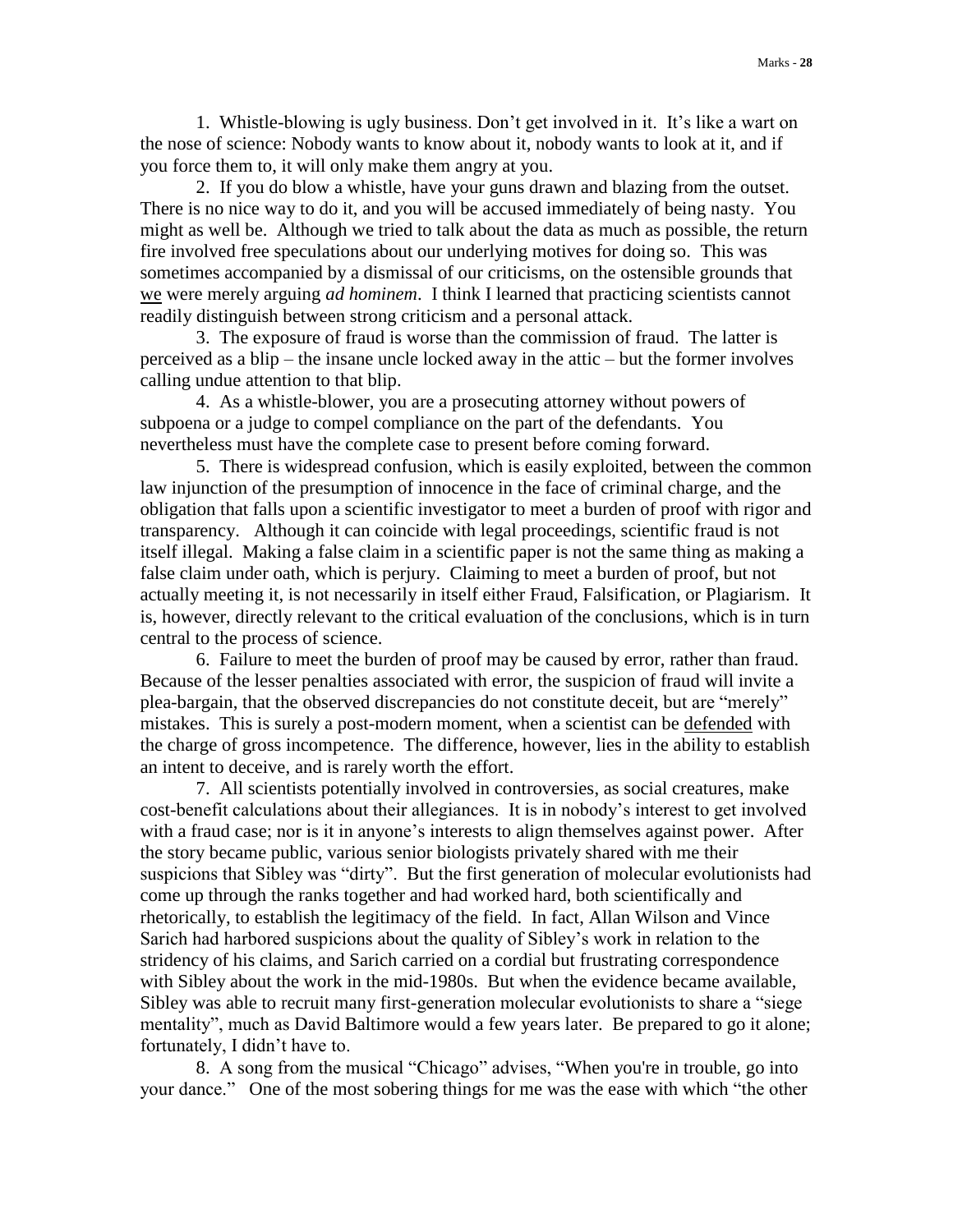1. Whistle-blowing is ugly business. Don't get involved in it. It's like a wart on the nose of science: Nobody wants to know about it, nobody wants to look at it, and if you force them to, it will only make them angry at you.

2. If you do blow a whistle, have your guns drawn and blazing from the outset. There is no nice way to do it, and you will be accused immediately of being nasty. You might as well be. Although we tried to talk about the data as much as possible, the return fire involved free speculations about our underlying motives for doing so. This was sometimes accompanied by a dismissal of our criticisms, on the ostensible grounds that <u>we</u> were merely arguing *ad hominem*. I think I learned that practicing scientists cannot readily distinguish between strong criticism and a personal attack.

3. The exposure of fraud is worse than the commission of fraud. The latter is perceived as a blip – the insane uncle locked away in the attic – but the former involves calling undue attention to that blip.

4. As a whistle-blower, you are a prosecuting attorney without powers of subpoena or a judge to compel compliance on the part of the defendants. You nevertheless must have the complete case to present before coming forward.

5. There is widespread confusion, which is easily exploited, between the common law injunction of the presumption of innocence in the face of criminal charge, and the obligation that falls upon a scientific investigator to meet a burden of proof with rigor and transparency. Although it can coincide with legal proceedings, scientific fraud is not itself illegal. Making a false claim in a scientific paper is not the same thing as making a false claim under oath, which is perjury. Claiming to meet a burden of proof, but not actually meeting it, is not necessarily in itself either Fraud, Falsification, or Plagiarism. It is, however, directly relevant to the critical evaluation of the conclusions, which is in turn central to the process of science.

6. Failure to meet the burden of proof may be caused by error, rather than fraud. Because of the lesser penalties associated with error, the suspicion of fraud will invite a plea-bargain, that the observed discrepancies do not constitute deceit, but are "merely" mistakes. This is surely a post-modern moment, when a scientist can be <u>defended</u> with the charge of gross incompetence. The difference, however, lies in the ability to establish an intent to deceive, and is rarely worth the effort.

7. All scientists potentially involved in controversies, as social creatures, make cost-benefit calculations about their allegiances. It is in nobody's interest to get involved with a fraud case; nor is it in anyone's interests to align themselves against power. After the story became public, various senior biologists privately shared with me their suspicions that Sibley was "dirty". But the first generation of molecular evolutionists had come up through the ranks together and had worked hard, both scientifically and rhetorically, to establish the legitimacy of the field. In fact, Allan Wilson and Vince Sarich had harbored suspicions about the quality of Sibley's work in relation to the stridency of his claims, and Sarich carried on a cordial but frustrating correspondence with Sibley about the work in the mid-1980s. But when the evidence became available, Sibley was able to recruit many first-generation molecular evolutionists to share a "siege mentality", much as David Baltimore would a few years later. Be prepared to go it alone; fortunately, I didn't have to.

8. A song from the musical "Chicago" advises, "When you're in trouble, go into your dance." One of the most sobering things for me was the ease with which "the other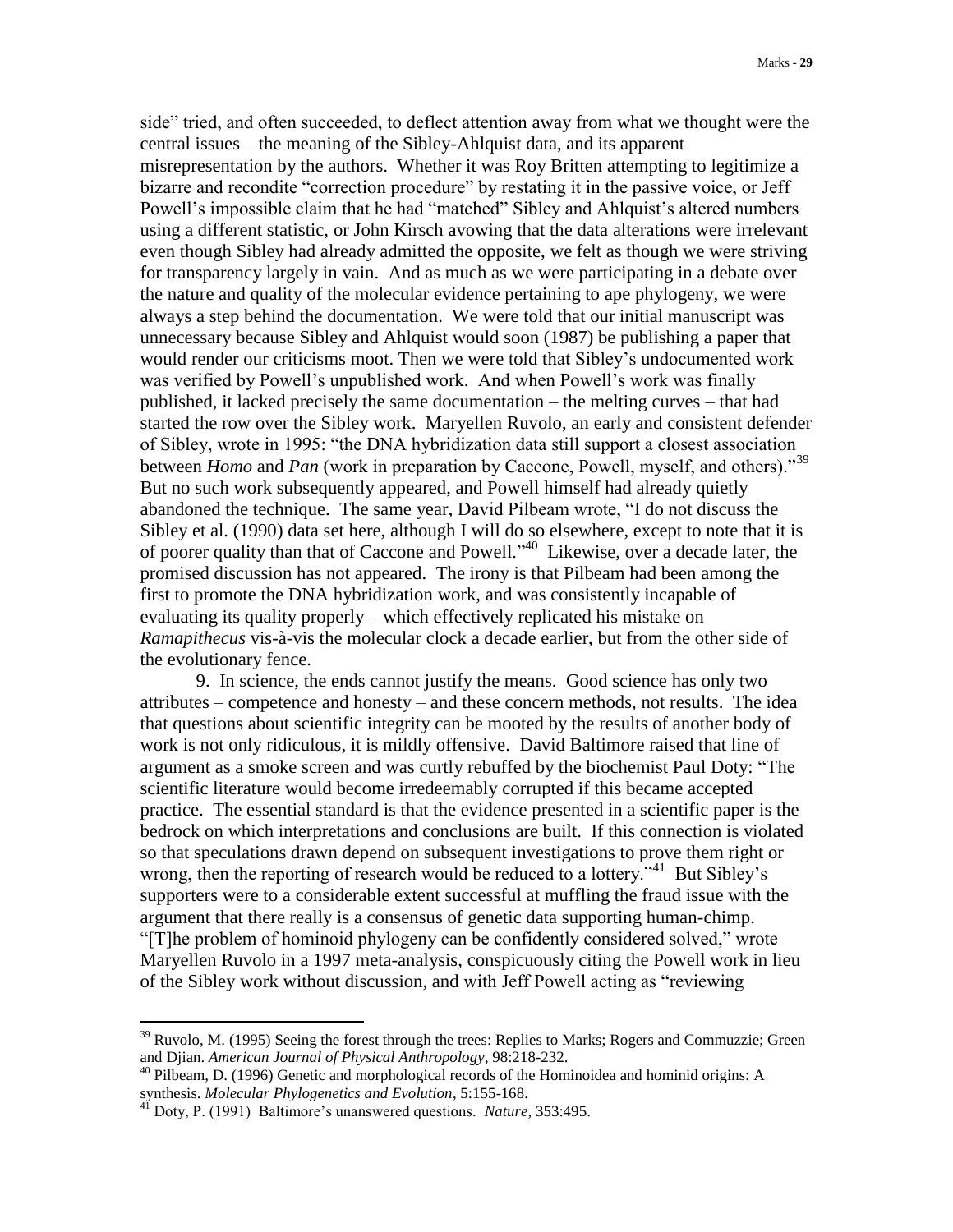side" tried, and often succeeded, to deflect attention away from what we thought were the central issues – the meaning of the Sibley-Ahlquist data, and its apparent misrepresentation by the authors. Whether it was Roy Britten attempting to legitimize a bizarre and recondite "correction procedure" by restating it in the passive voice, or Jeff Powell's impossible claim that he had "matched" Sibley and Ahlquist's altered numbers using a different statistic, or John Kirsch avowing that the data alterations were irrelevant even though Sibley had already admitted the opposite, we felt as though we were striving for transparency largely in vain. And as much as we were participating in a debate over the nature and quality of the molecular evidence pertaining to ape phylogeny, we were always a step behind the documentation. We were told that our initial manuscript was unnecessary because Sibley and Ahlquist would soon (1987) be publishing a paper that would render our criticisms moot. Then we were told that Sibley's undocumented work was verified by Powell's unpublished work. And when Powell's work was finally published, it lacked precisely the same documentation – the melting curves – that had started the row over the Sibley work. Maryellen Ruvolo, an early and consistent defender of Sibley, wrote in 1995: "the DNA hybridization data still support a closest association between *Homo* and *Pan* (work in preparation by Caccone, Powell, myself, and others)."[39] But no such work subsequently appeared, and Powell himself had already quietly abandoned the technique. The same year, David Pilbeam wrote, "I do not discuss the Sibley et al. (1990) data set here, although I will do so elsewhere, except to note that it is of poorer quality than that of Caccone and Powell."[40] Likewise, over a decade later, the promised discussion has not appeared. The irony is that Pilbeam had been among the first to promote the DNA hybridization work, and was consistently incapable of evaluating its quality properly – which effectively replicated his mistake on *Ramapithecus* vis-à-vis the molecular clock a decade earlier, but from the other side of the evolutionary fence.

9. In science, the ends cannot justify the means. Good science has only two attributes – competence and honesty – and these concern methods, not results. The idea that questions about scientific integrity can be mooted by the results of another body of work is not only ridiculous, it is mildly offensive. David Baltimore raised that line of argument as a smoke screen and was curtly rebuffed by the biochemist Paul Doty: "The scientific literature would become irredeemably corrupted if this became accepted practice. The essential standard is that the evidence presented in a scientific paper is the bedrock on which interpretations and conclusions are built. If this connection is violated so that speculations drawn depend on subsequent investigations to prove them right or wrong, then the reporting of research would be reduced to a lottery."[41] But Sibley's supporters were to a considerable extent successful at muffling the fraud issue with the argument that there really is a consensus of genetic data supporting human-chimp. "[T]he problem of hominoid phylogeny can be confidently considered solved," wrote Maryellen Ruvolo in a 1997 meta-analysis, conspicuously citing the Powell work in lieu of the Sibley work without discussion, and with Jeff Powell acting as "reviewing

---

[39] Ruvolo, M. (1995) Seeing the forest through the trees: Replies to Marks; Rogers and Commuzzie; Green and Djian. *American Journal of Physical Anthropology*, 98:218-232.

[40] Pilbeam, D. (1996) Genetic and morphological records of the Hominoidea and hominid origins: A synthesis. *Molecular Phylogenetics and Evolution*, 5:155-168.

[41] Doty, P. (1991) Baltimore's unanswered questions. *Nature*, 353:495.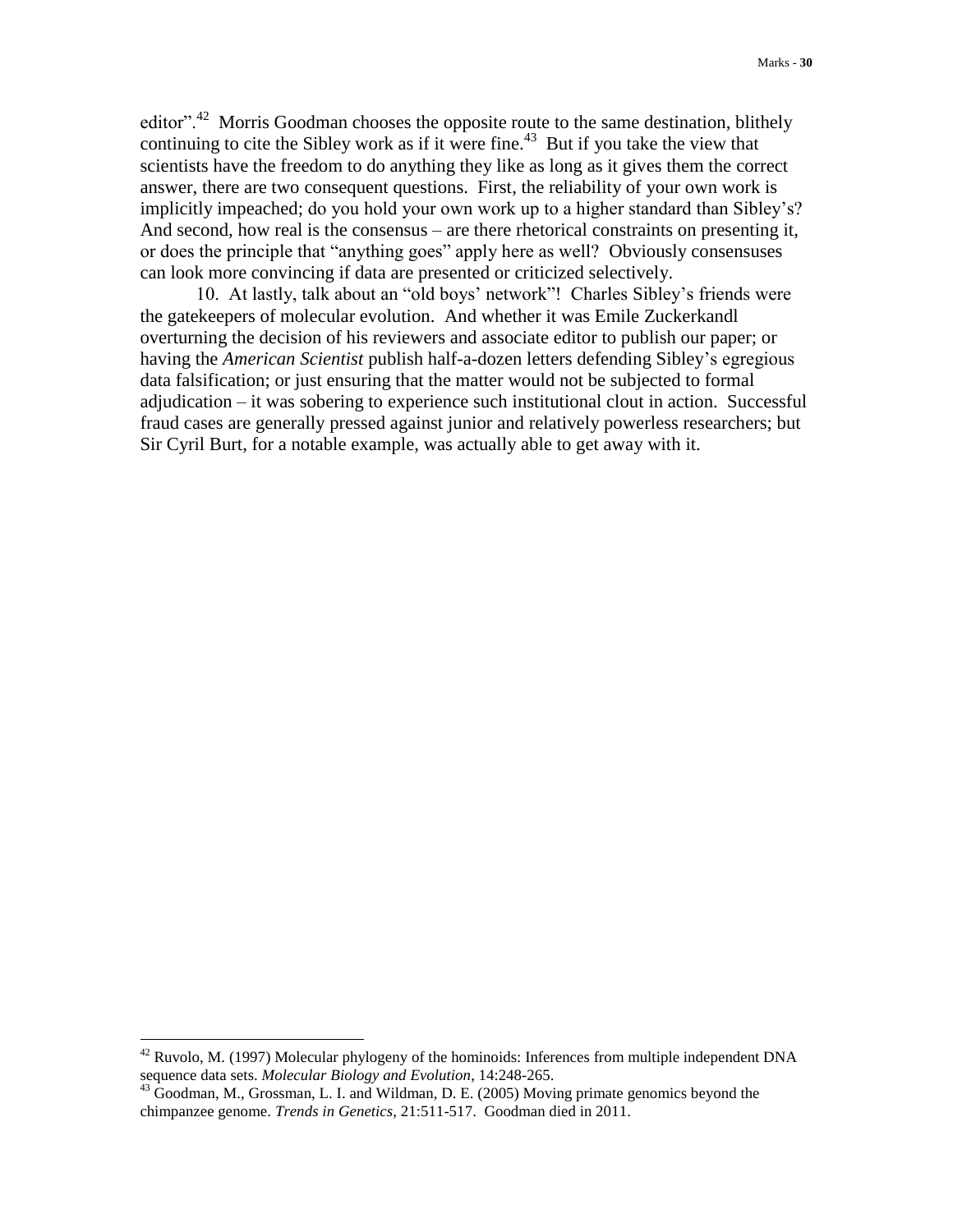editor".[42] Morris Goodman chooses the opposite route to the same destination, blithely continuing to cite the Sibley work as if it were fine.[43] But if you take the view that scientists have the freedom to do anything they like as long as it gives them the correct answer, there are two consequent questions. First, the reliability of your own work is implicitly impeached; do you hold your own work up to a higher standard than Sibley's? And second, how real is the consensus – are there rhetorical constraints on presenting it, or does the principle that "anything goes" apply here as well? Obviously consensuses can look more convincing if data are presented or criticized selectively.

10. At lastly, talk about an "old boys' network"! Charles Sibley's friends were the gatekeepers of molecular evolution. And whether it was Emile Zuckerkandl overturning the decision of his reviewers and associate editor to publish our paper; or having the *American Scientist* publish half-a-dozen letters defending Sibley's egregious data falsification; or just ensuring that the matter would not be subjected to formal adjudication – it was sobering to experience such institutional clout in action. Successful fraud cases are generally pressed against junior and relatively powerless researchers; but Sir Cyril Burt, for a notable example, was actually able to get away with it.

---

[42] Ruvolo, M. (1997) Molecular phylogeny of the hominoids: Inferences from multiple independent DNA sequence data sets. *Molecular Biology and Evolution*, 14:248-265.

[43] Goodman, M., Grossman, L. I. and Wildman, D. E. (2005) Moving primate genomics beyond the chimpanzee genome. *Trends in Genetics*, 21:511-517. Goodman died in 2011.